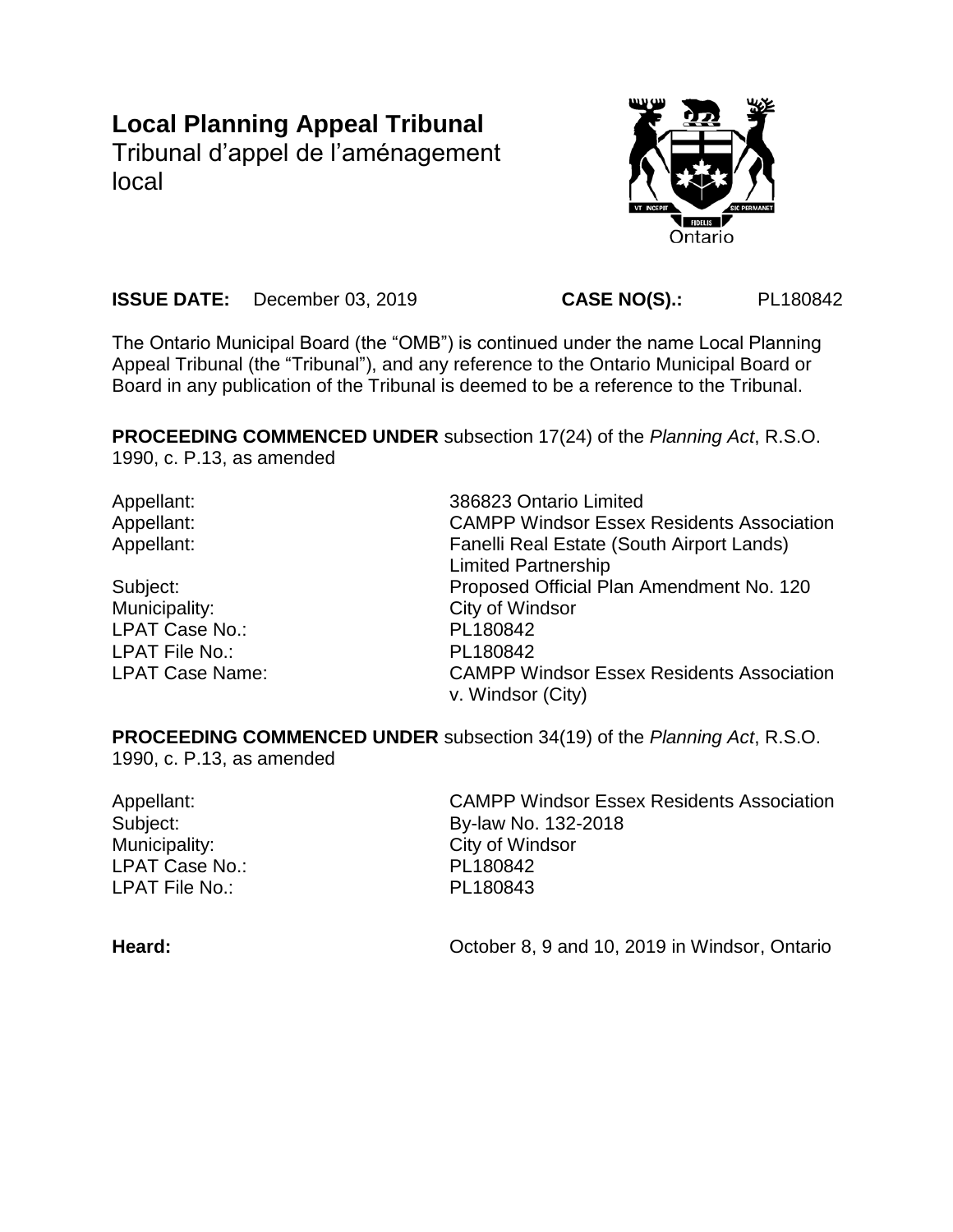# Local Planning Appeal Tribunal

Tribunal d'appel de l'aménagement local

**ISSUE DATE:** December 03, 2019 **CASE NO(S).:** PL180842

The Ontario Municipal Board (the "OMB") is continued under the name Local Planning Appeal Tribunal (the "Tribunal"), and any reference to the Ontario Municipal Board or Board in any publication of the Tribunal is deemed to be a reference to the Tribunal.

**PROCEEDING COMMENCED UNDER** subsection 17(24) of the *Planning Act*, R.S.O. 1990, c. P.13, as amended

| | |
|---|---|
| Appellant: | 386823 Ontario Limited |
| Appellant: | CAMPP Windsor Essex Residents Association |
| Appellant: | Fanelli Real Estate (South Airport Lands) Limited Partnership |
| Subject: | Proposed Official Plan Amendment No. 120 |
| Municipality: | City of Windsor |
| LPAT Case No.: | PL180842 |
| LPAT File No.: | PL180842 |
| LPAT Case Name: | CAMPP Windsor Essex Residents Association v. Windsor (City) |

**PROCEEDING COMMENCED UNDER** subsection 34(19) of the *Planning Act*, R.S.O. 1990, c. P.13, as amended

| | |
|---|---|
| Appellant: | CAMPP Windsor Essex Residents Association |
| Subject: | By-law No. 132-2018 |
| Municipality: | City of Windsor |
| LPAT Case No.: | PL180842 |
| LPAT File No.: | PL180843 |

**Heard:** October 8, 9 and 10, 2019 in Windsor, Ontario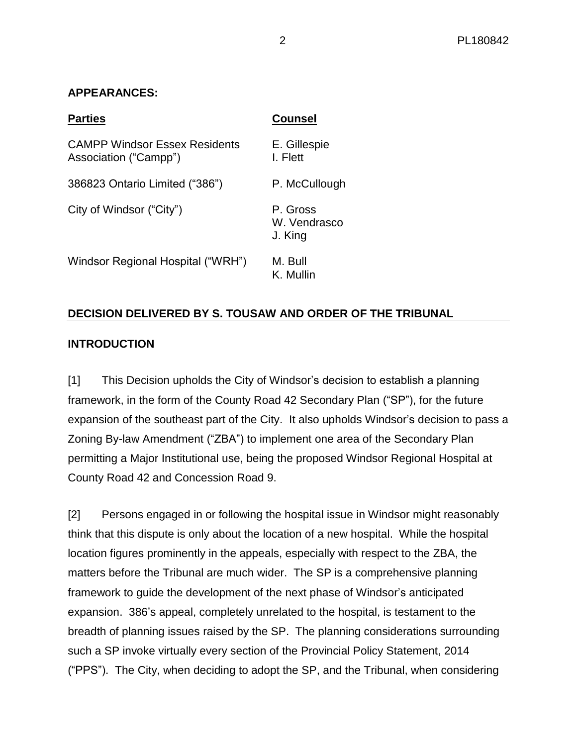**APPEARANCES:**

| Parties | Counsel |
|---|---|
| CAMPP Windsor Essex Residents Association ("Campp") | E. Gillespie<br>I. Flett |
| 386823 Ontario Limited ("386") | P. McCullough |
| City of Windsor ("City") | P. Gross<br>W. Vendrasco<br>J. King |
| Windsor Regional Hospital ("WRH") | M. Bull<br>K. Mullin |

## DECISION DELIVERED BY S. TOUSAW AND ORDER OF THE TRIBUNAL

### INTRODUCTION

[1] This Decision upholds the City of Windsor's decision to establish a planning framework, in the form of the County Road 42 Secondary Plan ("SP"), for the future expansion of the southeast part of the City. It also upholds Windsor's decision to pass a Zoning By-law Amendment ("ZBA") to implement one area of the Secondary Plan permitting a Major Institutional use, being the proposed Windsor Regional Hospital at County Road 42 and Concession Road 9.

[2] Persons engaged in or following the hospital issue in Windsor might reasonably think that this dispute is only about the location of a new hospital. While the hospital location figures prominently in the appeals, especially with respect to the ZBA, the matters before the Tribunal are much wider. The SP is a comprehensive planning framework to guide the development of the next phase of Windsor's anticipated expansion. 386's appeal, completely unrelated to the hospital, is testament to the breadth of planning issues raised by the SP. The planning considerations surrounding such a SP invoke virtually every section of the Provincial Policy Statement, 2014 ("PPS"). The City, when deciding to adopt the SP, and the Tribunal, when considering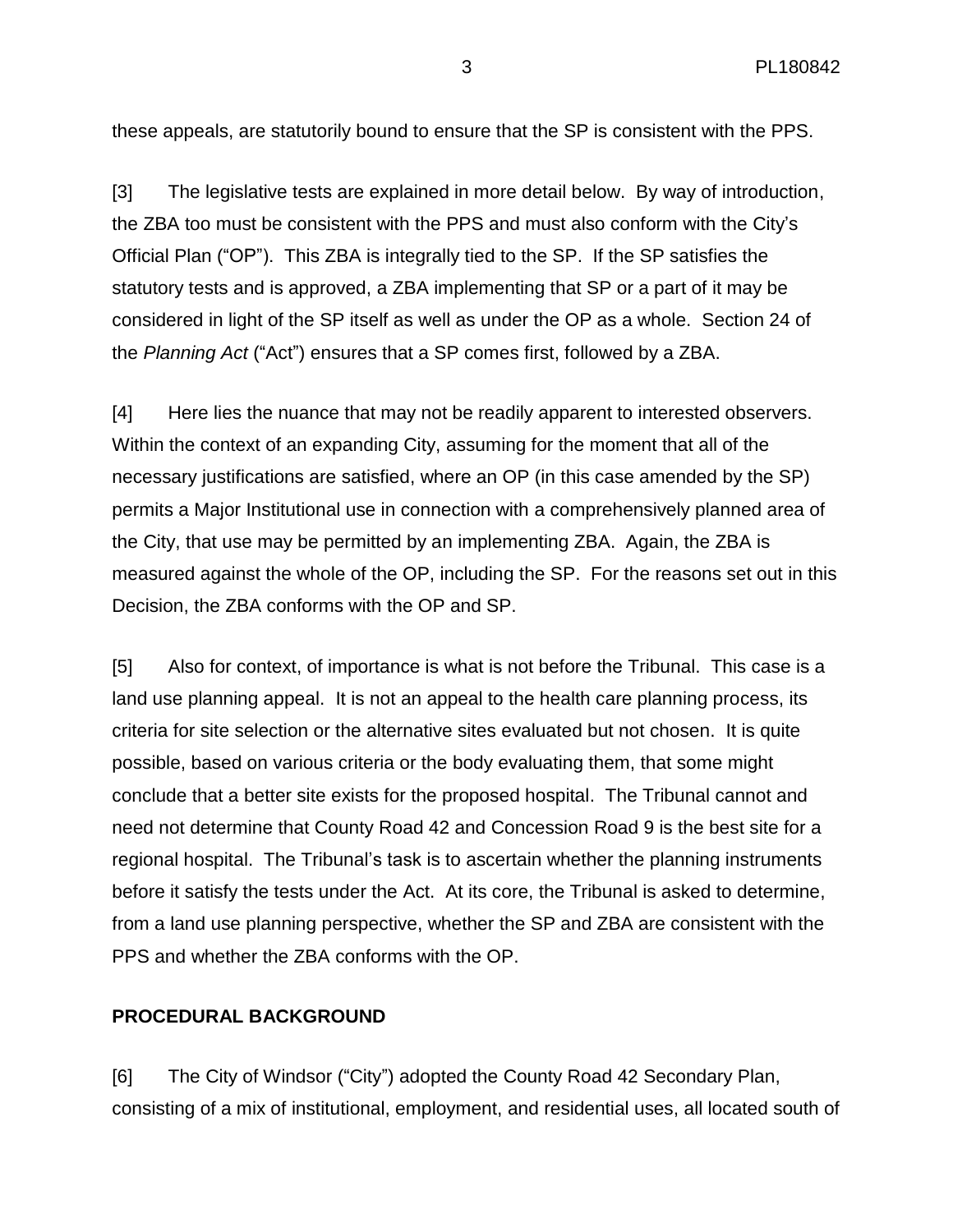these appeals, are statutorily bound to ensure that the SP is consistent with the PPS.

[3] The legislative tests are explained in more detail below. By way of introduction, the ZBA too must be consistent with the PPS and must also conform with the City's Official Plan ("OP"). This ZBA is integrally tied to the SP. If the SP satisfies the statutory tests and is approved, a ZBA implementing that SP or a part of it may be considered in light of the SP itself as well as under the OP as a whole. Section 24 of the *Planning Act* ("Act") ensures that a SP comes first, followed by a ZBA.

[4] Here lies the nuance that may not be readily apparent to interested observers. Within the context of an expanding City, assuming for the moment that all of the necessary justifications are satisfied, where an OP (in this case amended by the SP) permits a Major Institutional use in connection with a comprehensively planned area of the City, that use may be permitted by an implementing ZBA. Again, the ZBA is measured against the whole of the OP, including the SP. For the reasons set out in this Decision, the ZBA conforms with the OP and SP.

[5] Also for context, of importance is what is not before the Tribunal. This case is a land use planning appeal. It is not an appeal to the health care planning process, its criteria for site selection or the alternative sites evaluated but not chosen. It is quite possible, based on various criteria or the body evaluating them, that some might conclude that a better site exists for the proposed hospital. The Tribunal cannot and need not determine that County Road 42 and Concession Road 9 is the best site for a regional hospital. The Tribunal's task is to ascertain whether the planning instruments before it satisfy the tests under the Act. At its core, the Tribunal is asked to determine, from a land use planning perspective, whether the SP and ZBA are consistent with the PPS and whether the ZBA conforms with the OP.

## PROCEDURAL BACKGROUND

[6] The City of Windsor ("City") adopted the County Road 42 Secondary Plan, consisting of a mix of institutional, employment, and residential uses, all located south of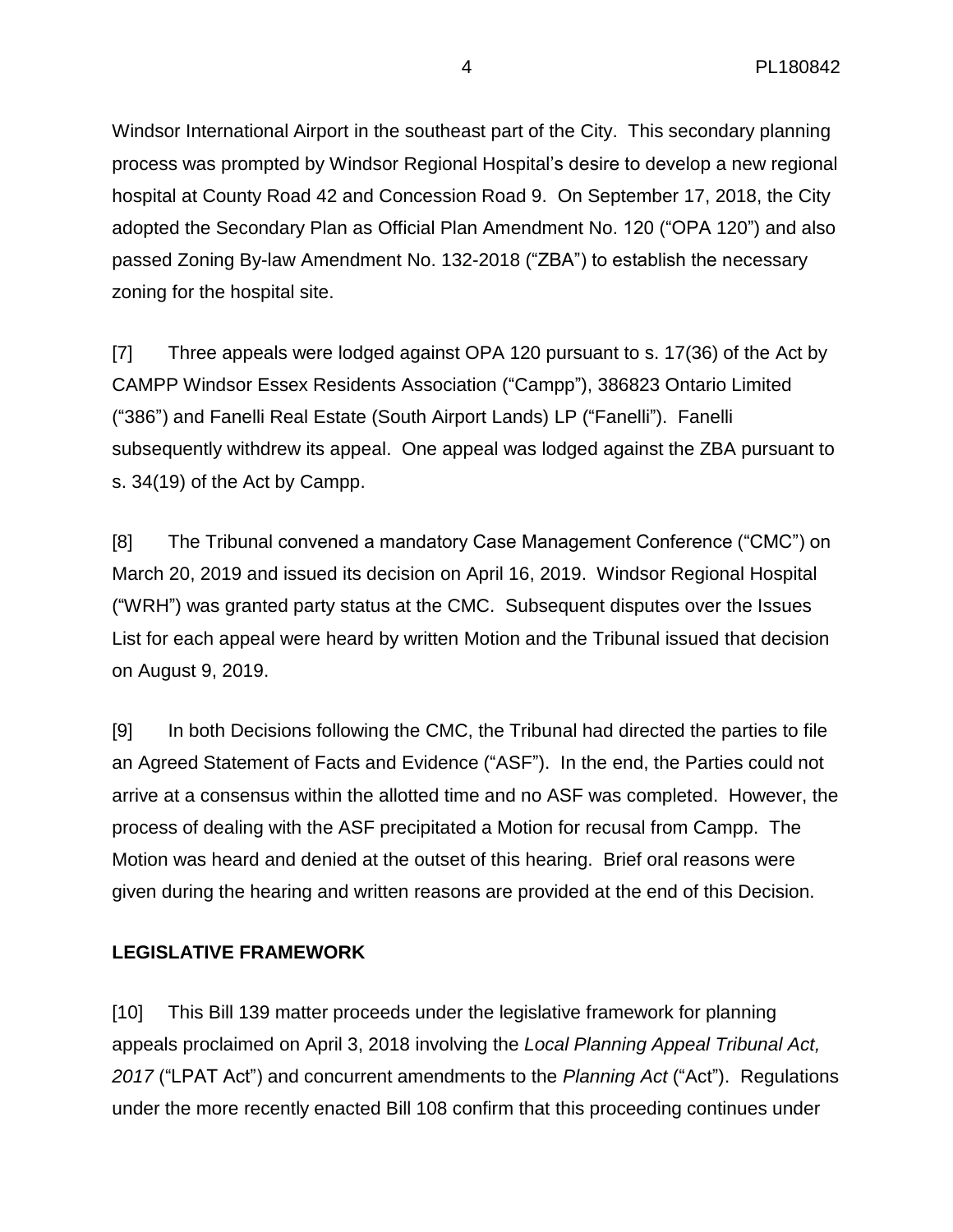Windsor International Airport in the southeast part of the City. This secondary planning process was prompted by Windsor Regional Hospital's desire to develop a new regional hospital at County Road 42 and Concession Road 9. On September 17, 2018, the City adopted the Secondary Plan as Official Plan Amendment No. 120 ("OPA 120") and also passed Zoning By-law Amendment No. 132-2018 ("ZBA") to establish the necessary zoning for the hospital site.

[7] Three appeals were lodged against OPA 120 pursuant to s. 17(36) of the Act by CAMPP Windsor Essex Residents Association ("Campp"), 386823 Ontario Limited ("386") and Fanelli Real Estate (South Airport Lands) LP ("Fanelli"). Fanelli subsequently withdrew its appeal. One appeal was lodged against the ZBA pursuant to s. 34(19) of the Act by Campp.

[8] The Tribunal convened a mandatory Case Management Conference ("CMC") on March 20, 2019 and issued its decision on April 16, 2019. Windsor Regional Hospital ("WRH") was granted party status at the CMC. Subsequent disputes over the Issues List for each appeal were heard by written Motion and the Tribunal issued that decision on August 9, 2019.

[9] In both Decisions following the CMC, the Tribunal had directed the parties to file an Agreed Statement of Facts and Evidence ("ASF"). In the end, the Parties could not arrive at a consensus within the allotted time and no ASF was completed. However, the process of dealing with the ASF precipitated a Motion for recusal from Campp. The Motion was heard and denied at the outset of this hearing. Brief oral reasons were given during the hearing and written reasons are provided at the end of this Decision.

## LEGISLATIVE FRAMEWORK

[10] This Bill 139 matter proceeds under the legislative framework for planning appeals proclaimed on April 3, 2018 involving the *Local Planning Appeal Tribunal Act, 2017* ("LPAT Act") and concurrent amendments to the *Planning Act* ("Act"). Regulations under the more recently enacted Bill 108 confirm that this proceeding continues under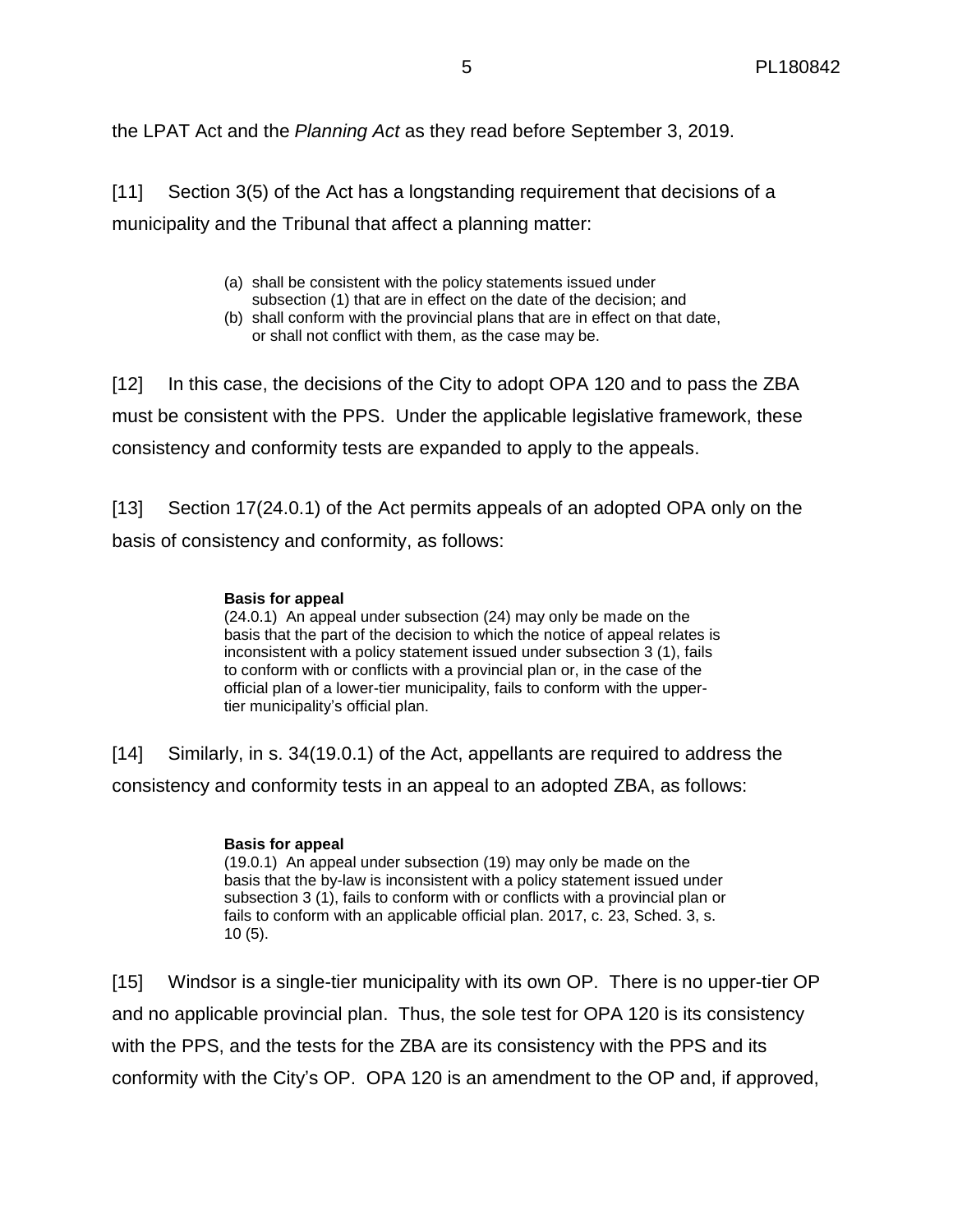the LPAT Act and the *Planning Act* as they read before September 3, 2019.

[11] Section 3(5) of the Act has a longstanding requirement that decisions of a municipality and the Tribunal that affect a planning matter:

> (a) shall be consistent with the policy statements issued under subsection (1) that are in effect on the date of the decision; and
> (b) shall conform with the provincial plans that are in effect on that date, or shall not conflict with them, as the case may be.

[12] In this case, the decisions of the City to adopt OPA 120 and to pass the ZBA must be consistent with the PPS. Under the applicable legislative framework, these consistency and conformity tests are expanded to apply to the appeals.

[13] Section 17(24.0.1) of the Act permits appeals of an adopted OPA only on the basis of consistency and conformity, as follows:

> **Basis for appeal**
> (24.0.1) An appeal under subsection (24) may only be made on the basis that the part of the decision to which the notice of appeal relates is inconsistent with a policy statement issued under subsection 3 (1), fails to conform with or conflicts with a provincial plan or, in the case of the official plan of a lower-tier municipality, fails to conform with the upper-tier municipality's official plan.

[14] Similarly, in s. 34(19.0.1) of the Act, appellants are required to address the consistency and conformity tests in an appeal to an adopted ZBA, as follows:

> **Basis for appeal**
> (19.0.1) An appeal under subsection (19) may only be made on the basis that the by-law is inconsistent with a policy statement issued under subsection 3 (1), fails to conform with or conflicts with a provincial plan or fails to conform with an applicable official plan. 2017, c. 23, Sched. 3, s. 10 (5).

[15] Windsor is a single-tier municipality with its own OP. There is no upper-tier OP and no applicable provincial plan. Thus, the sole test for OPA 120 is its consistency with the PPS, and the tests for the ZBA are its consistency with the PPS and its conformity with the City's OP. OPA 120 is an amendment to the OP and, if approved,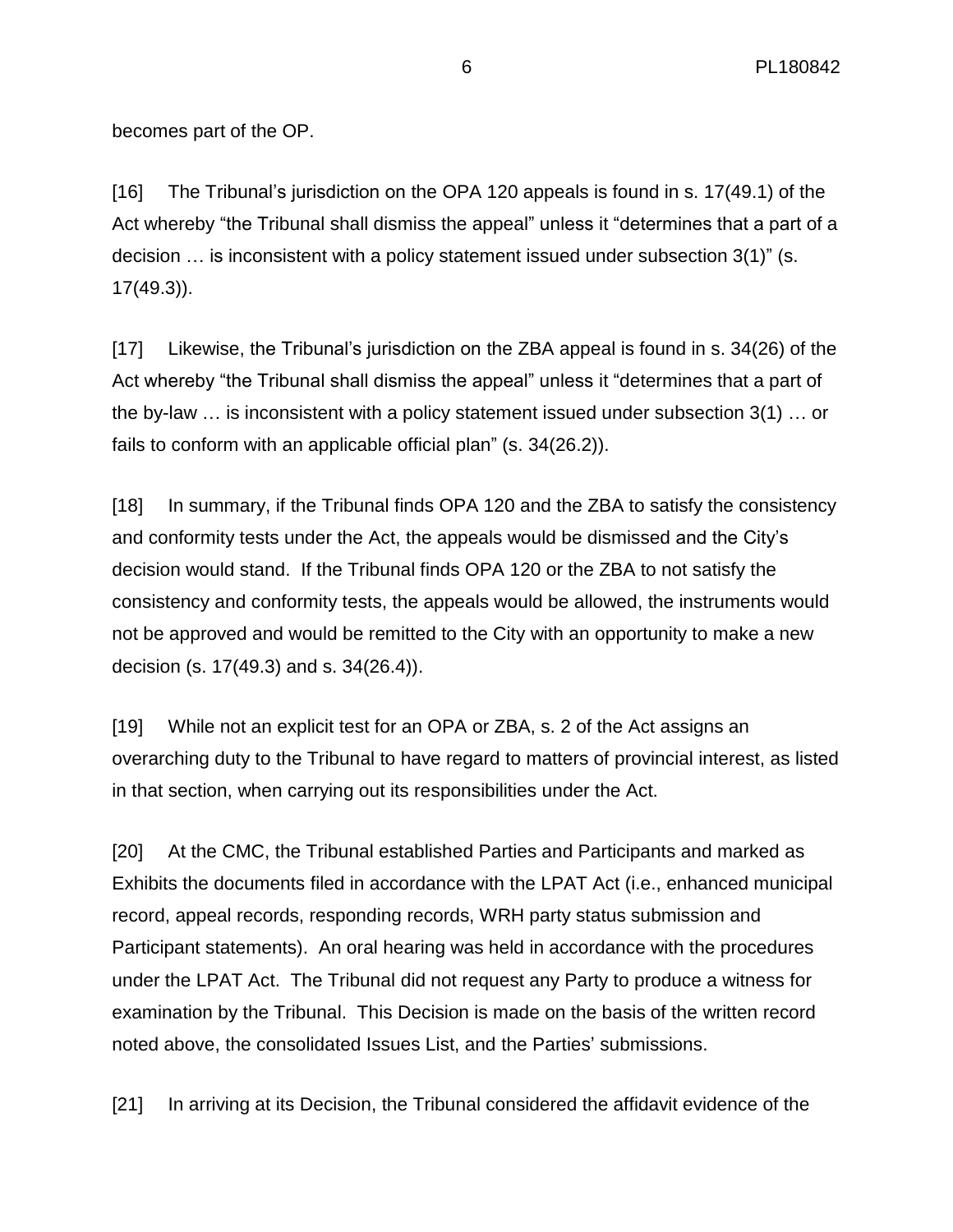becomes part of the OP.

[16] The Tribunal's jurisdiction on the OPA 120 appeals is found in s. 17(49.1) of the Act whereby "the Tribunal shall dismiss the appeal" unless it "determines that a part of a decision … is inconsistent with a policy statement issued under subsection 3(1)" (s. 17(49.3)).

[17] Likewise, the Tribunal's jurisdiction on the ZBA appeal is found in s. 34(26) of the Act whereby "the Tribunal shall dismiss the appeal" unless it "determines that a part of the by-law … is inconsistent with a policy statement issued under subsection 3(1) … or fails to conform with an applicable official plan" (s. 34(26.2)).

[18] In summary, if the Tribunal finds OPA 120 and the ZBA to satisfy the consistency and conformity tests under the Act, the appeals would be dismissed and the City's decision would stand. If the Tribunal finds OPA 120 or the ZBA to not satisfy the consistency and conformity tests, the appeals would be allowed, the instruments would not be approved and would be remitted to the City with an opportunity to make a new decision (s. 17(49.3) and s. 34(26.4)).

[19] While not an explicit test for an OPA or ZBA, s. 2 of the Act assigns an overarching duty to the Tribunal to have regard to matters of provincial interest, as listed in that section, when carrying out its responsibilities under the Act.

[20] At the CMC, the Tribunal established Parties and Participants and marked as Exhibits the documents filed in accordance with the LPAT Act (i.e., enhanced municipal record, appeal records, responding records, WRH party status submission and Participant statements). An oral hearing was held in accordance with the procedures under the LPAT Act. The Tribunal did not request any Party to produce a witness for examination by the Tribunal. This Decision is made on the basis of the written record noted above, the consolidated Issues List, and the Parties' submissions.

[21] In arriving at its Decision, the Tribunal considered the affidavit evidence of the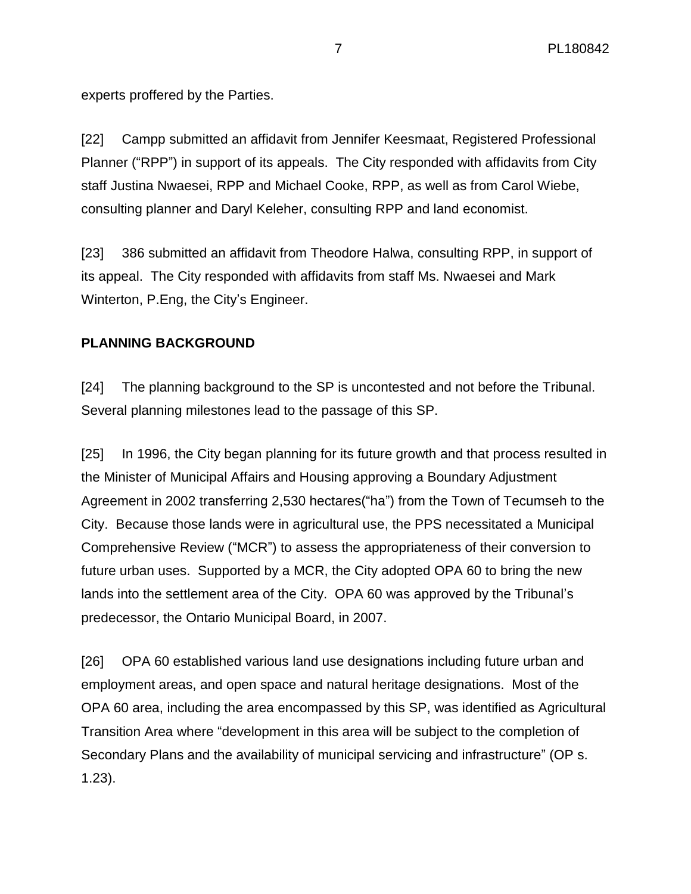experts proffered by the Parties.

[22] Campp submitted an affidavit from Jennifer Keesmaat, Registered Professional Planner ("RPP") in support of its appeals. The City responded with affidavits from City staff Justina Nwaesei, RPP and Michael Cooke, RPP, as well as from Carol Wiebe, consulting planner and Daryl Keleher, consulting RPP and land economist.

[23] 386 submitted an affidavit from Theodore Halwa, consulting RPP, in support of its appeal. The City responded with affidavits from staff Ms. Nwaesei and Mark Winterton, P.Eng, the City's Engineer.

## PLANNING BACKGROUND

[24] The planning background to the SP is uncontested and not before the Tribunal. Several planning milestones lead to the passage of this SP.

[25] In 1996, the City began planning for its future growth and that process resulted in the Minister of Municipal Affairs and Housing approving a Boundary Adjustment Agreement in 2002 transferring 2,530 hectares("ha") from the Town of Tecumseh to the City. Because those lands were in agricultural use, the PPS necessitated a Municipal Comprehensive Review ("MCR") to assess the appropriateness of their conversion to future urban uses. Supported by a MCR, the City adopted OPA 60 to bring the new lands into the settlement area of the City. OPA 60 was approved by the Tribunal's predecessor, the Ontario Municipal Board, in 2007.

[26] OPA 60 established various land use designations including future urban and employment areas, and open space and natural heritage designations. Most of the OPA 60 area, including the area encompassed by this SP, was identified as Agricultural Transition Area where "development in this area will be subject to the completion of Secondary Plans and the availability of municipal servicing and infrastructure" (OP s. 1.23).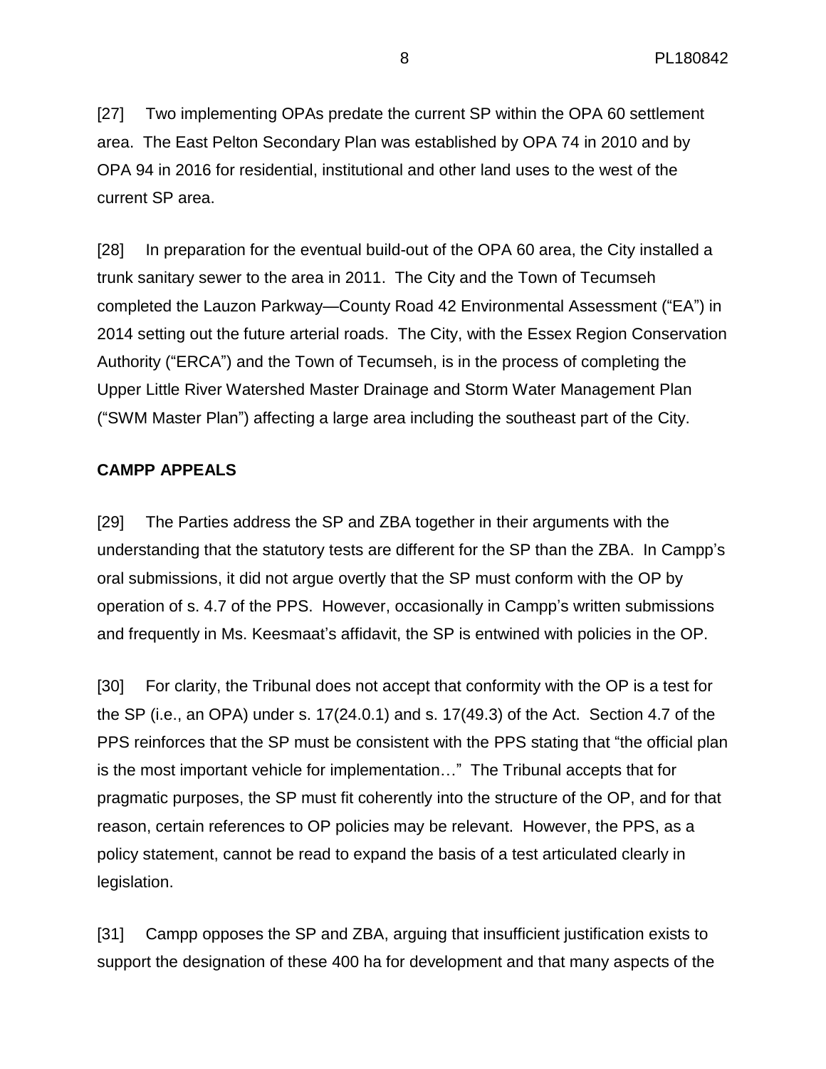[27] Two implementing OPAs predate the current SP within the OPA 60 settlement area. The East Pelton Secondary Plan was established by OPA 74 in 2010 and by OPA 94 in 2016 for residential, institutional and other land uses to the west of the current SP area.

[28] In preparation for the eventual build-out of the OPA 60 area, the City installed a trunk sanitary sewer to the area in 2011. The City and the Town of Tecumseh completed the Lauzon Parkway—County Road 42 Environmental Assessment ("EA") in 2014 setting out the future arterial roads. The City, with the Essex Region Conservation Authority ("ERCA") and the Town of Tecumseh, is in the process of completing the Upper Little River Watershed Master Drainage and Storm Water Management Plan ("SWM Master Plan") affecting a large area including the southeast part of the City.

**CAMPP APPEALS**

[29] The Parties address the SP and ZBA together in their arguments with the understanding that the statutory tests are different for the SP than the ZBA. In Campp's oral submissions, it did not argue overtly that the SP must conform with the OP by operation of s. 4.7 of the PPS. However, occasionally in Campp's written submissions and frequently in Ms. Keesmaat's affidavit, the SP is entwined with policies in the OP.

[30] For clarity, the Tribunal does not accept that conformity with the OP is a test for the SP (i.e., an OPA) under s. 17(24.0.1) and s. 17(49.3) of the Act. Section 4.7 of the PPS reinforces that the SP must be consistent with the PPS stating that "the official plan is the most important vehicle for implementation…" The Tribunal accepts that for pragmatic purposes, the SP must fit coherently into the structure of the OP, and for that reason, certain references to OP policies may be relevant. However, the PPS, as a policy statement, cannot be read to expand the basis of a test articulated clearly in legislation.

[31] Campp opposes the SP and ZBA, arguing that insufficient justification exists to support the designation of these 400 ha for development and that many aspects of the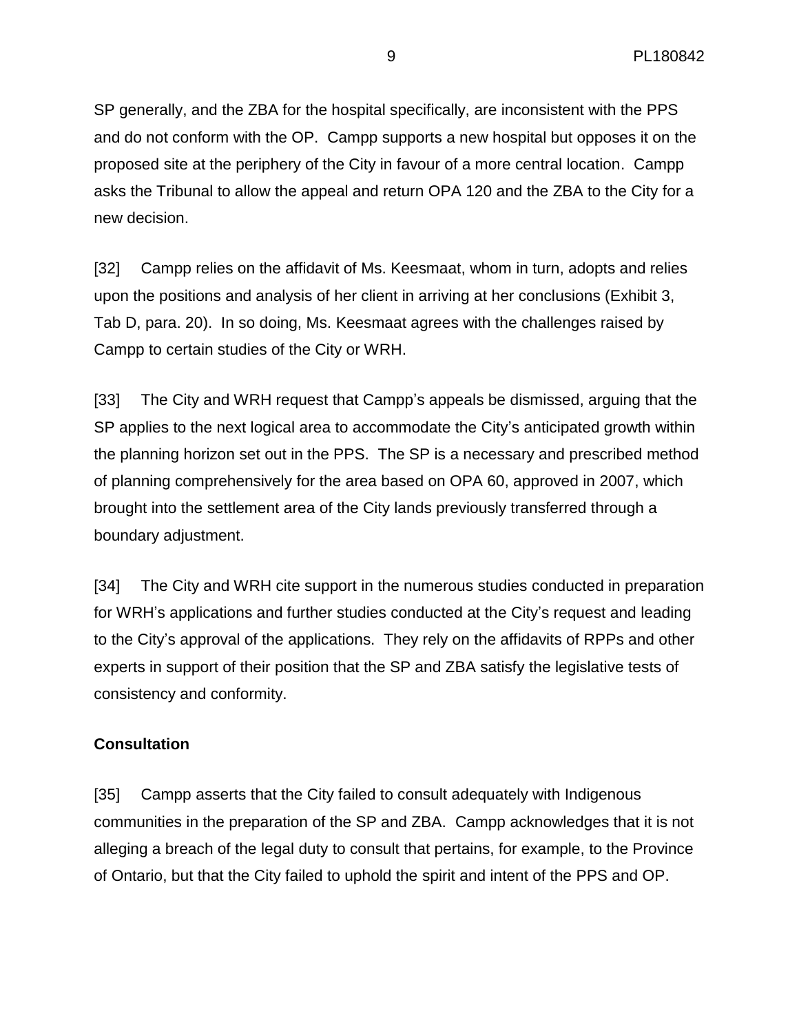SP generally, and the ZBA for the hospital specifically, are inconsistent with the PPS and do not conform with the OP. Campp supports a new hospital but opposes it on the proposed site at the periphery of the City in favour of a more central location. Campp asks the Tribunal to allow the appeal and return OPA 120 and the ZBA to the City for a new decision.

[32] Campp relies on the affidavit of Ms. Keesmaat, whom in turn, adopts and relies upon the positions and analysis of her client in arriving at her conclusions (Exhibit 3, Tab D, para. 20). In so doing, Ms. Keesmaat agrees with the challenges raised by Campp to certain studies of the City or WRH.

[33] The City and WRH request that Campp's appeals be dismissed, arguing that the SP applies to the next logical area to accommodate the City's anticipated growth within the planning horizon set out in the PPS. The SP is a necessary and prescribed method of planning comprehensively for the area based on OPA 60, approved in 2007, which brought into the settlement area of the City lands previously transferred through a boundary adjustment.

[34] The City and WRH cite support in the numerous studies conducted in preparation for WRH's applications and further studies conducted at the City's request and leading to the City's approval of the applications. They rely on the affidavits of RPPs and other experts in support of their position that the SP and ZBA satisfy the legislative tests of consistency and conformity.

**Consultation**

[35] Campp asserts that the City failed to consult adequately with Indigenous communities in the preparation of the SP and ZBA. Campp acknowledges that it is not alleging a breach of the legal duty to consult that pertains, for example, to the Province of Ontario, but that the City failed to uphold the spirit and intent of the PPS and OP.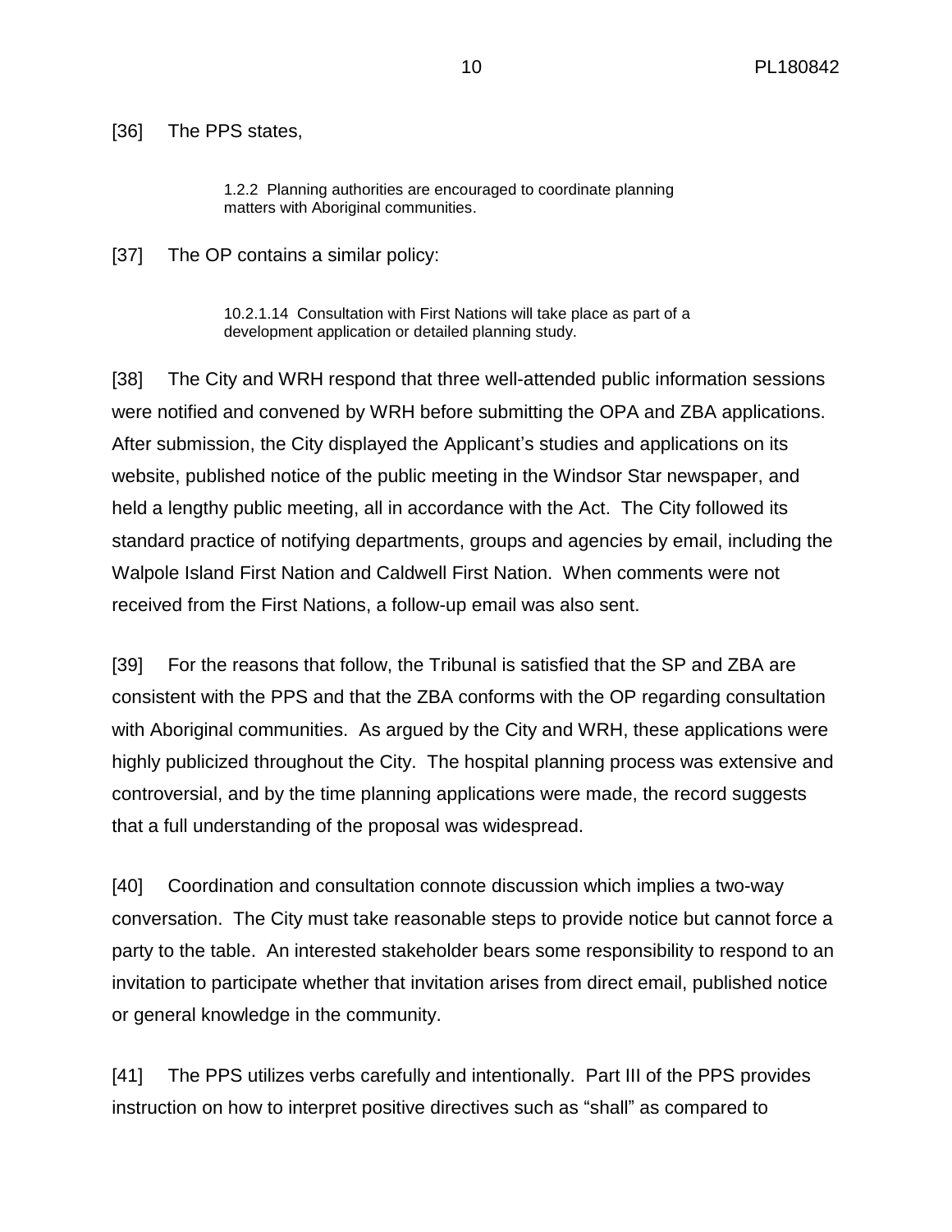[36] The PPS states,

> 1.2.2 Planning authorities are encouraged to coordinate planning matters with Aboriginal communities.

[37] The OP contains a similar policy:

> 10.2.1.14 Consultation with First Nations will take place as part of a development application or detailed planning study.

[38] The City and WRH respond that three well-attended public information sessions were notified and convened by WRH before submitting the OPA and ZBA applications. After submission, the City displayed the Applicant's studies and applications on its website, published notice of the public meeting in the Windsor Star newspaper, and held a lengthy public meeting, all in accordance with the Act. The City followed its standard practice of notifying departments, groups and agencies by email, including the Walpole Island First Nation and Caldwell First Nation. When comments were not received from the First Nations, a follow-up email was also sent.

[39] For the reasons that follow, the Tribunal is satisfied that the SP and ZBA are consistent with the PPS and that the ZBA conforms with the OP regarding consultation with Aboriginal communities. As argued by the City and WRH, these applications were highly publicized throughout the City. The hospital planning process was extensive and controversial, and by the time planning applications were made, the record suggests that a full understanding of the proposal was widespread.

[40] Coordination and consultation connote discussion which implies a two-way conversation. The City must take reasonable steps to provide notice but cannot force a party to the table. An interested stakeholder bears some responsibility to respond to an invitation to participate whether that invitation arises from direct email, published notice or general knowledge in the community.

[41] The PPS utilizes verbs carefully and intentionally. Part III of the PPS provides instruction on how to interpret positive directives such as "shall" as compared to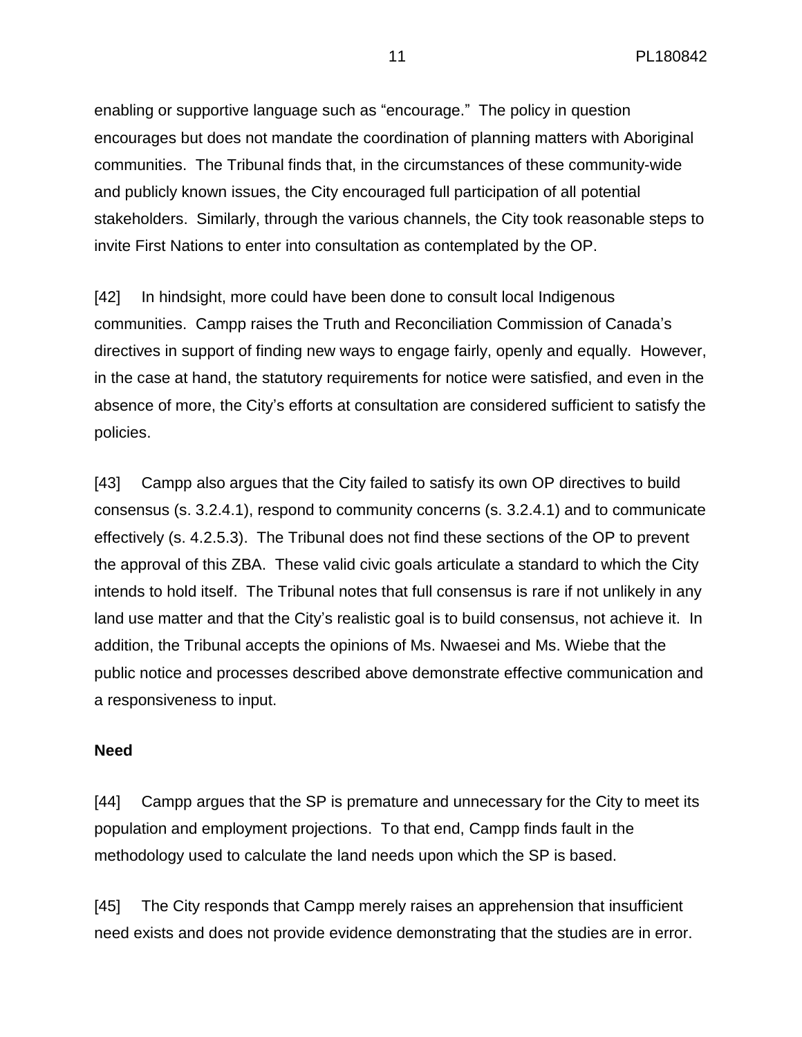enabling or supportive language such as "encourage." The policy in question encourages but does not mandate the coordination of planning matters with Aboriginal communities. The Tribunal finds that, in the circumstances of these community-wide and publicly known issues, the City encouraged full participation of all potential stakeholders. Similarly, through the various channels, the City took reasonable steps to invite First Nations to enter into consultation as contemplated by the OP.

[42] In hindsight, more could have been done to consult local Indigenous communities. Campp raises the Truth and Reconciliation Commission of Canada's directives in support of finding new ways to engage fairly, openly and equally. However, in the case at hand, the statutory requirements for notice were satisfied, and even in the absence of more, the City's efforts at consultation are considered sufficient to satisfy the policies.

[43] Campp also argues that the City failed to satisfy its own OP directives to build consensus (s. 3.2.4.1), respond to community concerns (s. 3.2.4.1) and to communicate effectively (s. 4.2.5.3). The Tribunal does not find these sections of the OP to prevent the approval of this ZBA. These valid civic goals articulate a standard to which the City intends to hold itself. The Tribunal notes that full consensus is rare if not unlikely in any land use matter and that the City's realistic goal is to build consensus, not achieve it. In addition, the Tribunal accepts the opinions of Ms. Nwaesei and Ms. Wiebe that the public notice and processes described above demonstrate effective communication and a responsiveness to input.

**Need**

[44] Campp argues that the SP is premature and unnecessary for the City to meet its population and employment projections. To that end, Campp finds fault in the methodology used to calculate the land needs upon which the SP is based.

[45] The City responds that Campp merely raises an apprehension that insufficient need exists and does not provide evidence demonstrating that the studies are in error.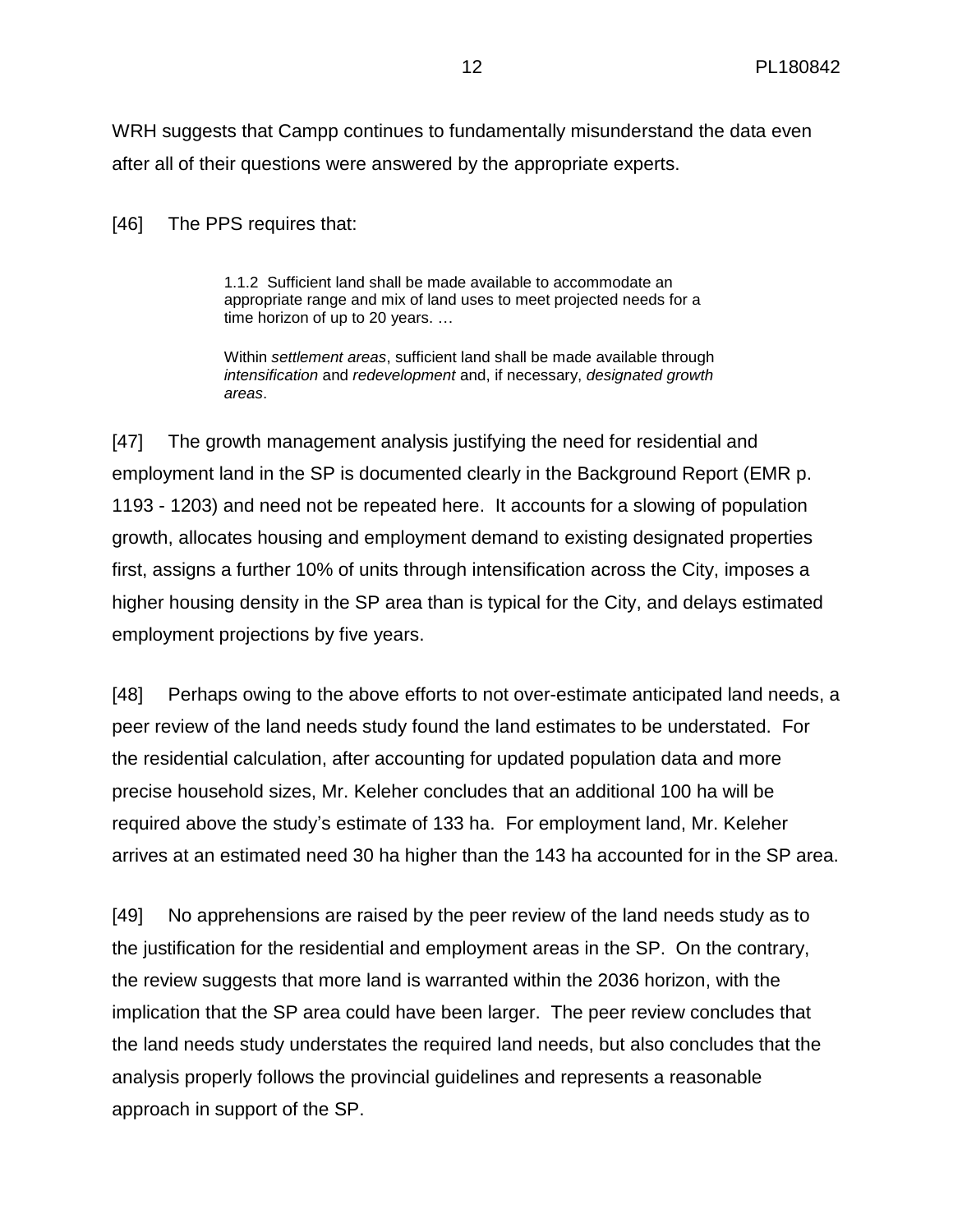WRH suggests that Campp continues to fundamentally misunderstand the data even after all of their questions were answered by the appropriate experts.

[46] The PPS requires that:

> 1.1.2 Sufficient land shall be made available to accommodate an appropriate range and mix of land uses to meet projected needs for a time horizon of up to 20 years. …
>
> Within *settlement areas*, sufficient land shall be made available through *intensification* and *redevelopment* and, if necessary, *designated growth areas*.

[47] The growth management analysis justifying the need for residential and employment land in the SP is documented clearly in the Background Report (EMR p. 1193 - 1203) and need not be repeated here. It accounts for a slowing of population growth, allocates housing and employment demand to existing designated properties first, assigns a further 10% of units through intensification across the City, imposes a higher housing density in the SP area than is typical for the City, and delays estimated employment projections by five years.

[48] Perhaps owing to the above efforts to not over-estimate anticipated land needs, a peer review of the land needs study found the land estimates to be understated. For the residential calculation, after accounting for updated population data and more precise household sizes, Mr. Keleher concludes that an additional 100 ha will be required above the study's estimate of 133 ha. For employment land, Mr. Keleher arrives at an estimated need 30 ha higher than the 143 ha accounted for in the SP area.

[49] No apprehensions are raised by the peer review of the land needs study as to the justification for the residential and employment areas in the SP. On the contrary, the review suggests that more land is warranted within the 2036 horizon, with the implication that the SP area could have been larger. The peer review concludes that the land needs study understates the required land needs, but also concludes that the analysis properly follows the provincial guidelines and represents a reasonable approach in support of the SP.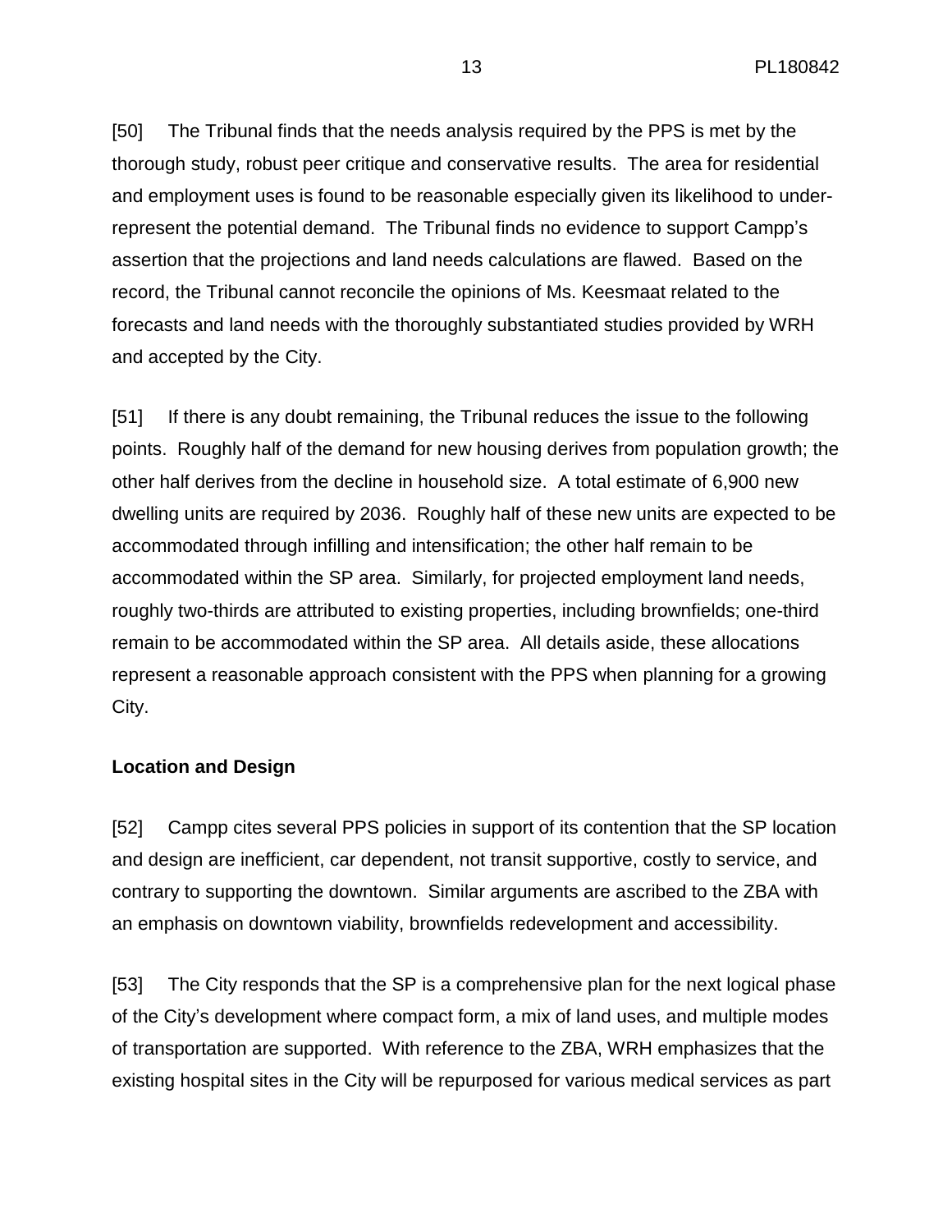[50] The Tribunal finds that the needs analysis required by the PPS is met by the thorough study, robust peer critique and conservative results. The area for residential and employment uses is found to be reasonable especially given its likelihood to under-represent the potential demand. The Tribunal finds no evidence to support Campp's assertion that the projections and land needs calculations are flawed. Based on the record, the Tribunal cannot reconcile the opinions of Ms. Keesmaat related to the forecasts and land needs with the thoroughly substantiated studies provided by WRH and accepted by the City.

[51] If there is any doubt remaining, the Tribunal reduces the issue to the following points. Roughly half of the demand for new housing derives from population growth; the other half derives from the decline in household size. A total estimate of 6,900 new dwelling units are required by 2036. Roughly half of these new units are expected to be accommodated through infilling and intensification; the other half remain to be accommodated within the SP area. Similarly, for projected employment land needs, roughly two-thirds are attributed to existing properties, including brownfields; one-third remain to be accommodated within the SP area. All details aside, these allocations represent a reasonable approach consistent with the PPS when planning for a growing City.

**Location and Design**

[52] Campp cites several PPS policies in support of its contention that the SP location and design are inefficient, car dependent, not transit supportive, costly to service, and contrary to supporting the downtown. Similar arguments are ascribed to the ZBA with an emphasis on downtown viability, brownfields redevelopment and accessibility.

[53] The City responds that the SP is a comprehensive plan for the next logical phase of the City's development where compact form, a mix of land uses, and multiple modes of transportation are supported. With reference to the ZBA, WRH emphasizes that the existing hospital sites in the City will be repurposed for various medical services as part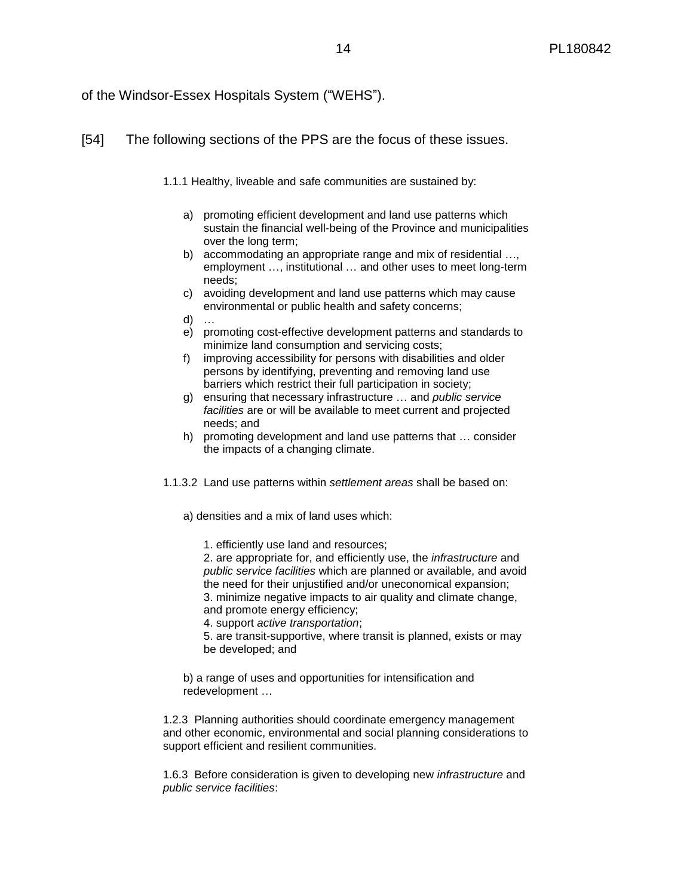of the Windsor-Essex Hospitals System ("WEHS").

[54] The following sections of the PPS are the focus of these issues.

> 1.1.1 Healthy, liveable and safe communities are sustained by:
>
> a) promoting efficient development and land use patterns which sustain the financial well-being of the Province and municipalities over the long term;
> b) accommodating an appropriate range and mix of residential …, employment …, institutional … and other uses to meet long-term needs;
> c) avoiding development and land use patterns which may cause environmental or public health and safety concerns;
> d) …
> e) promoting cost-effective development patterns and standards to minimize land consumption and servicing costs;
> f) improving accessibility for persons with disabilities and older persons by identifying, preventing and removing land use barriers which restrict their full participation in society;
> g) ensuring that necessary infrastructure … and *public service facilities* are or will be available to meet current and projected needs; and
> h) promoting development and land use patterns that … consider the impacts of a changing climate.
>
> 1.1.3.2 Land use patterns within *settlement areas* shall be based on:
>
> a) densities and a mix of land uses which:
>
> 1. efficiently use land and resources;
> 2. are appropriate for, and efficiently use, the *infrastructure* and *public service facilities* which are planned or available, and avoid the need for their unjustified and/or uneconomical expansion;
> 3. minimize negative impacts to air quality and climate change, and promote energy efficiency;
> 4. support *active transportation*;
> 5. are transit-supportive, where transit is planned, exists or may be developed; and
>
> b) a range of uses and opportunities for intensification and redevelopment …
>
> 1.2.3 Planning authorities should coordinate emergency management and other economic, environmental and social planning considerations to support efficient and resilient communities.
>
> 1.6.3 Before consideration is given to developing new *infrastructure* and *public service facilities*: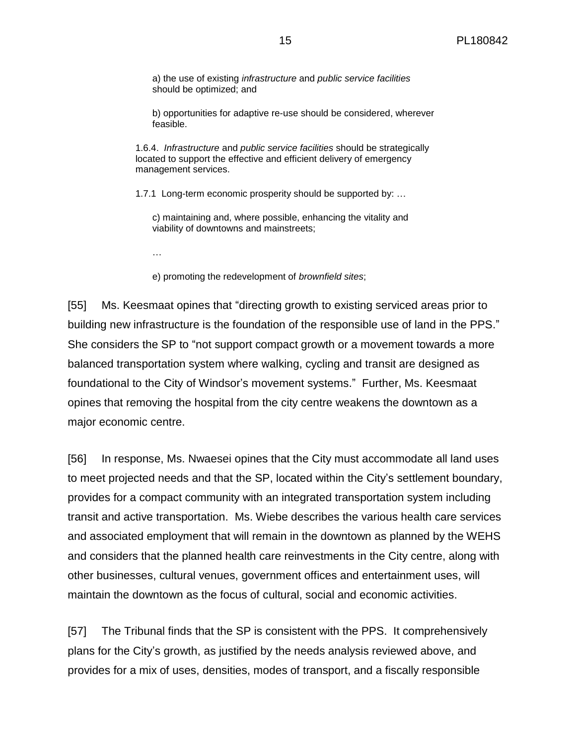a) the use of existing *infrastructure* and *public service facilities* should be optimized; and

b) opportunities for adaptive re-use should be considered, wherever feasible.

1.6.4. *Infrastructure* and *public service facilities* should be strategically located to support the effective and efficient delivery of emergency management services.

1.7.1 Long-term economic prosperity should be supported by: …

c) maintaining and, where possible, enhancing the vitality and viability of downtowns and mainstreets;

…

e) promoting the redevelopment of *brownfield sites*;

[55] Ms. Keesmaat opines that "directing growth to existing serviced areas prior to building new infrastructure is the foundation of the responsible use of land in the PPS." She considers the SP to "not support compact growth or a movement towards a more balanced transportation system where walking, cycling and transit are designed as foundational to the City of Windsor's movement systems." Further, Ms. Keesmaat opines that removing the hospital from the city centre weakens the downtown as a major economic centre.

[56] In response, Ms. Nwaesei opines that the City must accommodate all land uses to meet projected needs and that the SP, located within the City's settlement boundary, provides for a compact community with an integrated transportation system including transit and active transportation. Ms. Wiebe describes the various health care services and associated employment that will remain in the downtown as planned by the WEHS and considers that the planned health care reinvestments in the City centre, along with other businesses, cultural venues, government offices and entertainment uses, will maintain the downtown as the focus of cultural, social and economic activities.

[57] The Tribunal finds that the SP is consistent with the PPS. It comprehensively plans for the City's growth, as justified by the needs analysis reviewed above, and provides for a mix of uses, densities, modes of transport, and a fiscally responsible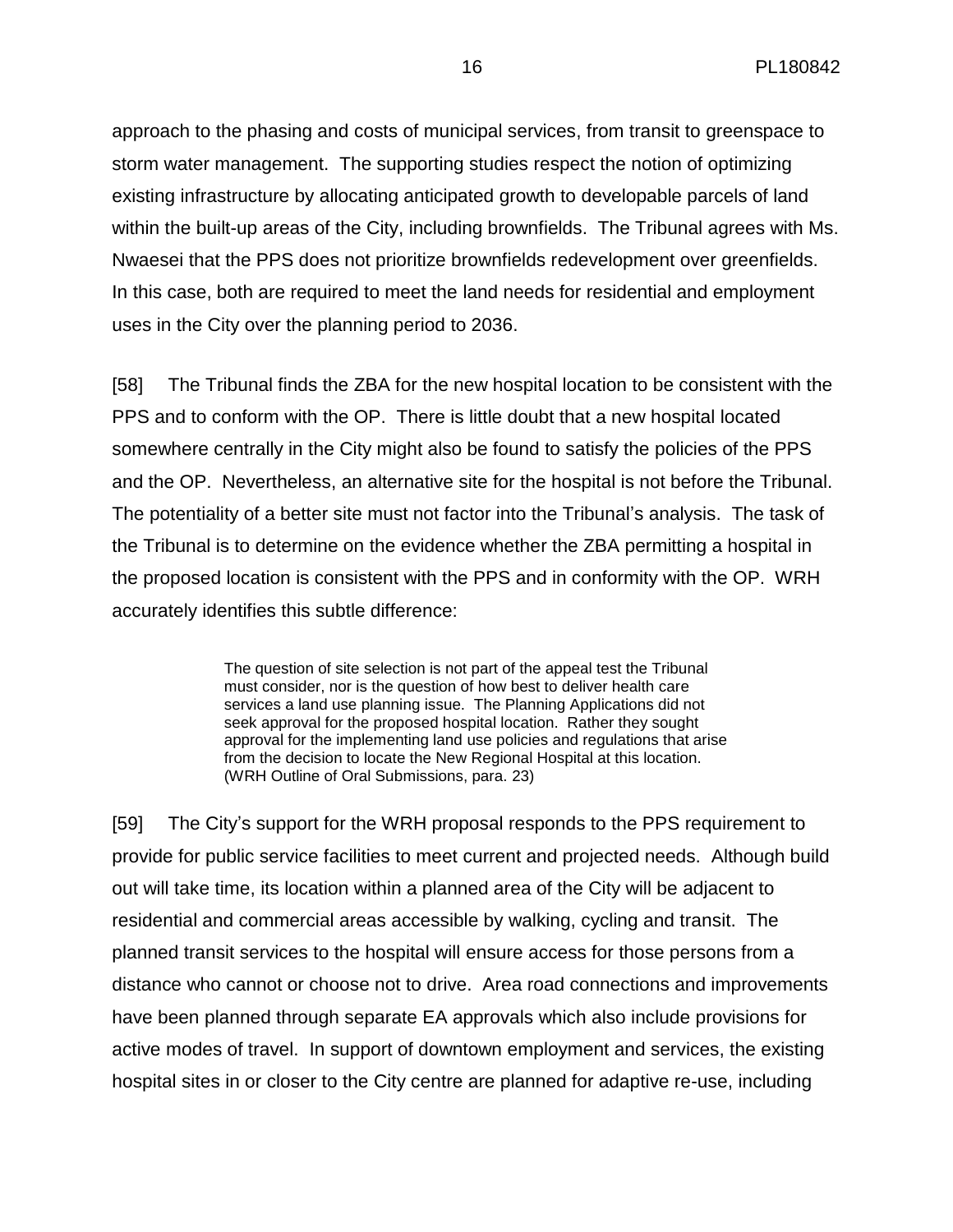approach to the phasing and costs of municipal services, from transit to greenspace to storm water management. The supporting studies respect the notion of optimizing existing infrastructure by allocating anticipated growth to developable parcels of land within the built-up areas of the City, including brownfields. The Tribunal agrees with Ms. Nwaesei that the PPS does not prioritize brownfields redevelopment over greenfields. In this case, both are required to meet the land needs for residential and employment uses in the City over the planning period to 2036.

[58] The Tribunal finds the ZBA for the new hospital location to be consistent with the PPS and to conform with the OP. There is little doubt that a new hospital located somewhere centrally in the City might also be found to satisfy the policies of the PPS and the OP. Nevertheless, an alternative site for the hospital is not before the Tribunal. The potentiality of a better site must not factor into the Tribunal's analysis. The task of the Tribunal is to determine on the evidence whether the ZBA permitting a hospital in the proposed location is consistent with the PPS and in conformity with the OP. WRH accurately identifies this subtle difference:

> The question of site selection is not part of the appeal test the Tribunal must consider, nor is the question of how best to deliver health care services a land use planning issue. The Planning Applications did not seek approval for the proposed hospital location. Rather they sought approval for the implementing land use policies and regulations that arise from the decision to locate the New Regional Hospital at this location. (WRH Outline of Oral Submissions, para. 23)

[59] The City's support for the WRH proposal responds to the PPS requirement to provide for public service facilities to meet current and projected needs. Although build out will take time, its location within a planned area of the City will be adjacent to residential and commercial areas accessible by walking, cycling and transit. The planned transit services to the hospital will ensure access for those persons from a distance who cannot or choose not to drive. Area road connections and improvements have been planned through separate EA approvals which also include provisions for active modes of travel. In support of downtown employment and services, the existing hospital sites in or closer to the City centre are planned for adaptive re-use, including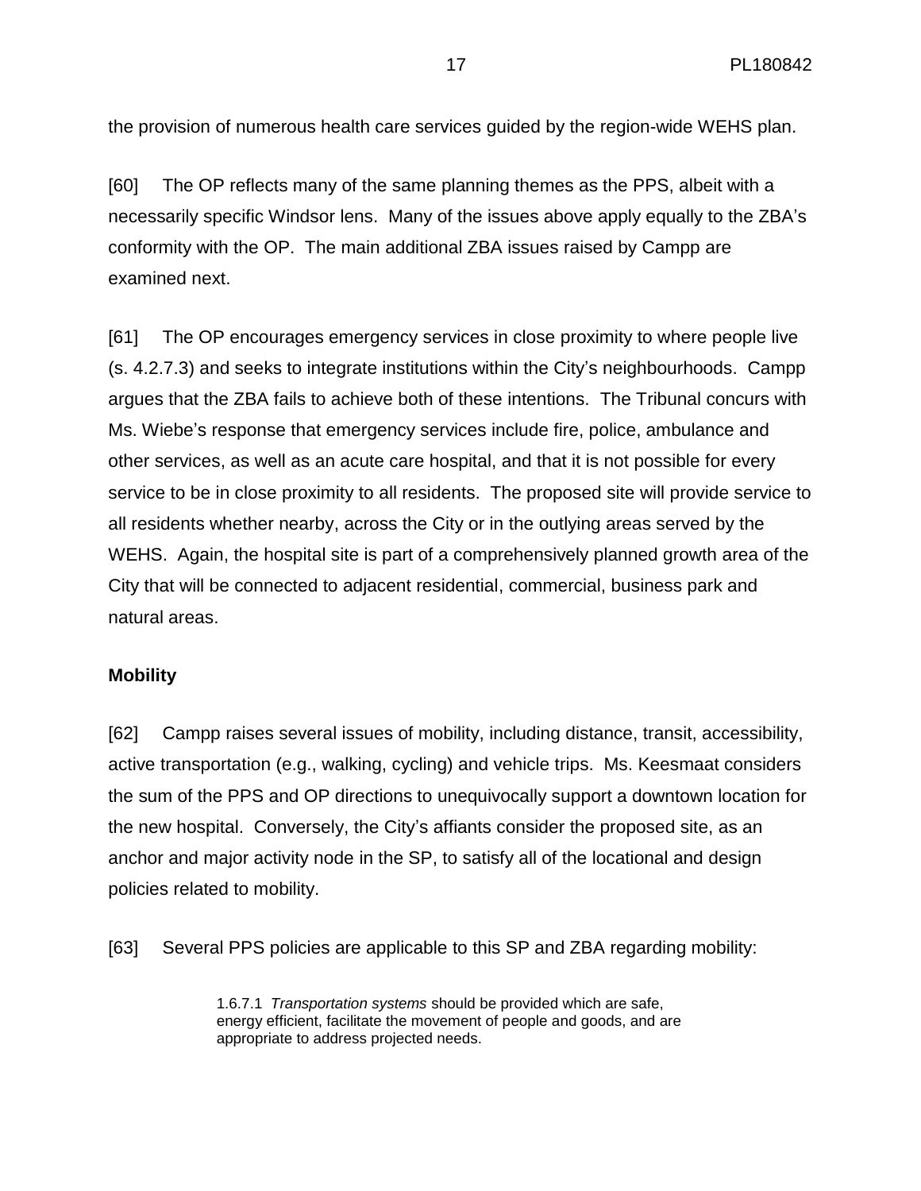the provision of numerous health care services guided by the region-wide WEHS plan.

[60] The OP reflects many of the same planning themes as the PPS, albeit with a necessarily specific Windsor lens. Many of the issues above apply equally to the ZBA's conformity with the OP. The main additional ZBA issues raised by Campp are examined next.

[61] The OP encourages emergency services in close proximity to where people live (s. 4.2.7.3) and seeks to integrate institutions within the City's neighbourhoods. Campp argues that the ZBA fails to achieve both of these intentions. The Tribunal concurs with Ms. Wiebe's response that emergency services include fire, police, ambulance and other services, as well as an acute care hospital, and that it is not possible for every service to be in close proximity to all residents. The proposed site will provide service to all residents whether nearby, across the City or in the outlying areas served by the WEHS. Again, the hospital site is part of a comprehensively planned growth area of the City that will be connected to adjacent residential, commercial, business park and natural areas.

**Mobility**

[62] Campp raises several issues of mobility, including distance, transit, accessibility, active transportation (e.g., walking, cycling) and vehicle trips. Ms. Keesmaat considers the sum of the PPS and OP directions to unequivocally support a downtown location for the new hospital. Conversely, the City's affiants consider the proposed site, as an anchor and major activity node in the SP, to satisfy all of the locational and design policies related to mobility.

[63] Several PPS policies are applicable to this SP and ZBA regarding mobility:

> 1.6.7.1 *Transportation systems* should be provided which are safe, energy efficient, facilitate the movement of people and goods, and are appropriate to address projected needs.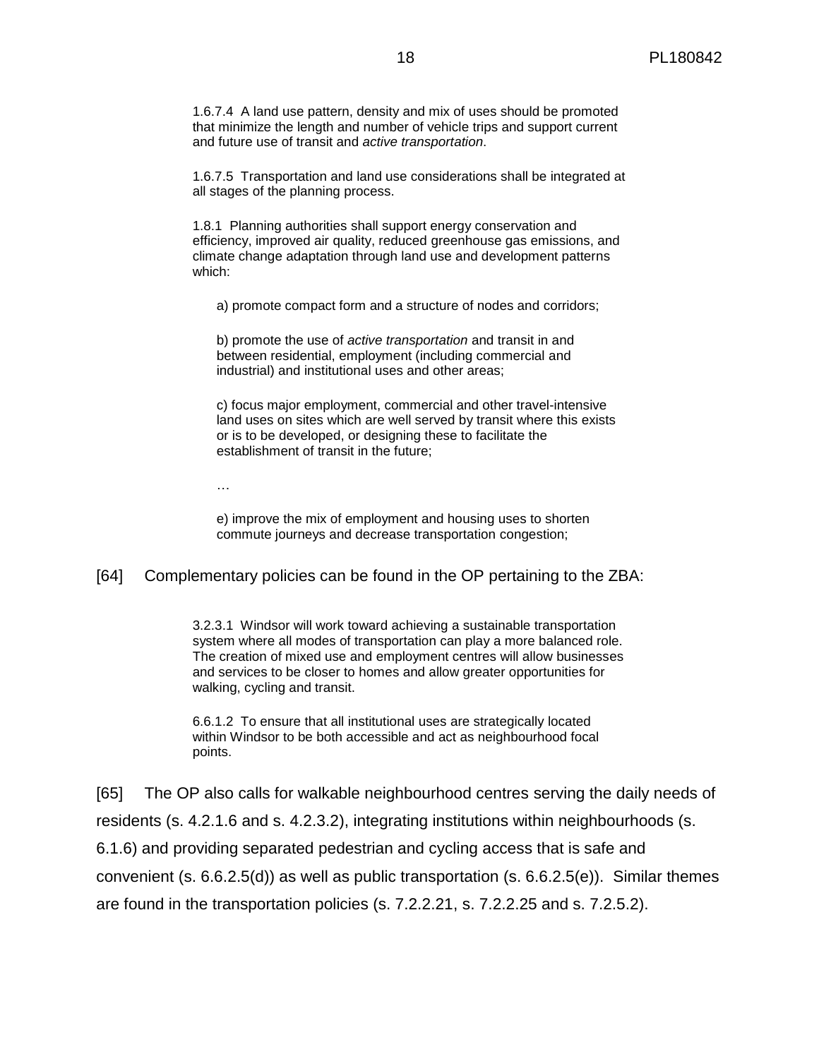> 1.6.7.4 A land use pattern, density and mix of uses should be promoted that minimize the length and number of vehicle trips and support current and future use of transit and *active transportation*.
>
> 1.6.7.5 Transportation and land use considerations shall be integrated at all stages of the planning process.
>
> 1.8.1 Planning authorities shall support energy conservation and efficiency, improved air quality, reduced greenhouse gas emissions, and climate change adaptation through land use and development patterns which:
>
> a) promote compact form and a structure of nodes and corridors;
>
> b) promote the use of *active transportation* and transit in and between residential, employment (including commercial and industrial) and institutional uses and other areas;
>
> c) focus major employment, commercial and other travel-intensive land uses on sites which are well served by transit where this exists or is to be developed, or designing these to facilitate the establishment of transit in the future;
>
> …
>
> e) improve the mix of employment and housing uses to shorten commute journeys and decrease transportation congestion;

[64] Complementary policies can be found in the OP pertaining to the ZBA:

> 3.2.3.1 Windsor will work toward achieving a sustainable transportation system where all modes of transportation can play a more balanced role. The creation of mixed use and employment centres will allow businesses and services to be closer to homes and allow greater opportunities for walking, cycling and transit.
>
> 6.6.1.2 To ensure that all institutional uses are strategically located within Windsor to be both accessible and act as neighbourhood focal points.

[65] The OP also calls for walkable neighbourhood centres serving the daily needs of residents (s. 4.2.1.6 and s. 4.2.3.2), integrating institutions within neighbourhoods (s. 6.1.6) and providing separated pedestrian and cycling access that is safe and convenient (s. 6.6.2.5(d)) as well as public transportation (s. 6.6.2.5(e)). Similar themes are found in the transportation policies (s. 7.2.2.21, s. 7.2.2.25 and s. 7.2.5.2).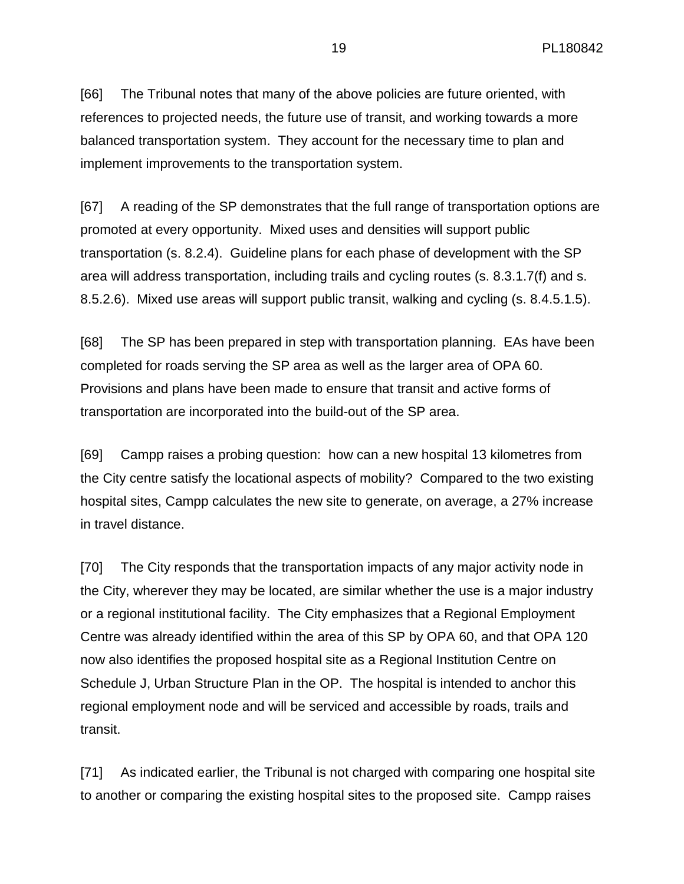[66] The Tribunal notes that many of the above policies are future oriented, with references to projected needs, the future use of transit, and working towards a more balanced transportation system. They account for the necessary time to plan and implement improvements to the transportation system.

[67] A reading of the SP demonstrates that the full range of transportation options are promoted at every opportunity. Mixed uses and densities will support public transportation (s. 8.2.4). Guideline plans for each phase of development with the SP area will address transportation, including trails and cycling routes (s. 8.3.1.7(f) and s. 8.5.2.6). Mixed use areas will support public transit, walking and cycling (s. 8.4.5.1.5).

[68] The SP has been prepared in step with transportation planning. EAs have been completed for roads serving the SP area as well as the larger area of OPA 60. Provisions and plans have been made to ensure that transit and active forms of transportation are incorporated into the build-out of the SP area.

[69] Campp raises a probing question: how can a new hospital 13 kilometres from the City centre satisfy the locational aspects of mobility? Compared to the two existing hospital sites, Campp calculates the new site to generate, on average, a 27% increase in travel distance.

[70] The City responds that the transportation impacts of any major activity node in the City, wherever they may be located, are similar whether the use is a major industry or a regional institutional facility. The City emphasizes that a Regional Employment Centre was already identified within the area of this SP by OPA 60, and that OPA 120 now also identifies the proposed hospital site as a Regional Institution Centre on Schedule J, Urban Structure Plan in the OP. The hospital is intended to anchor this regional employment node and will be serviced and accessible by roads, trails and transit.

[71] As indicated earlier, the Tribunal is not charged with comparing one hospital site to another or comparing the existing hospital sites to the proposed site. Campp raises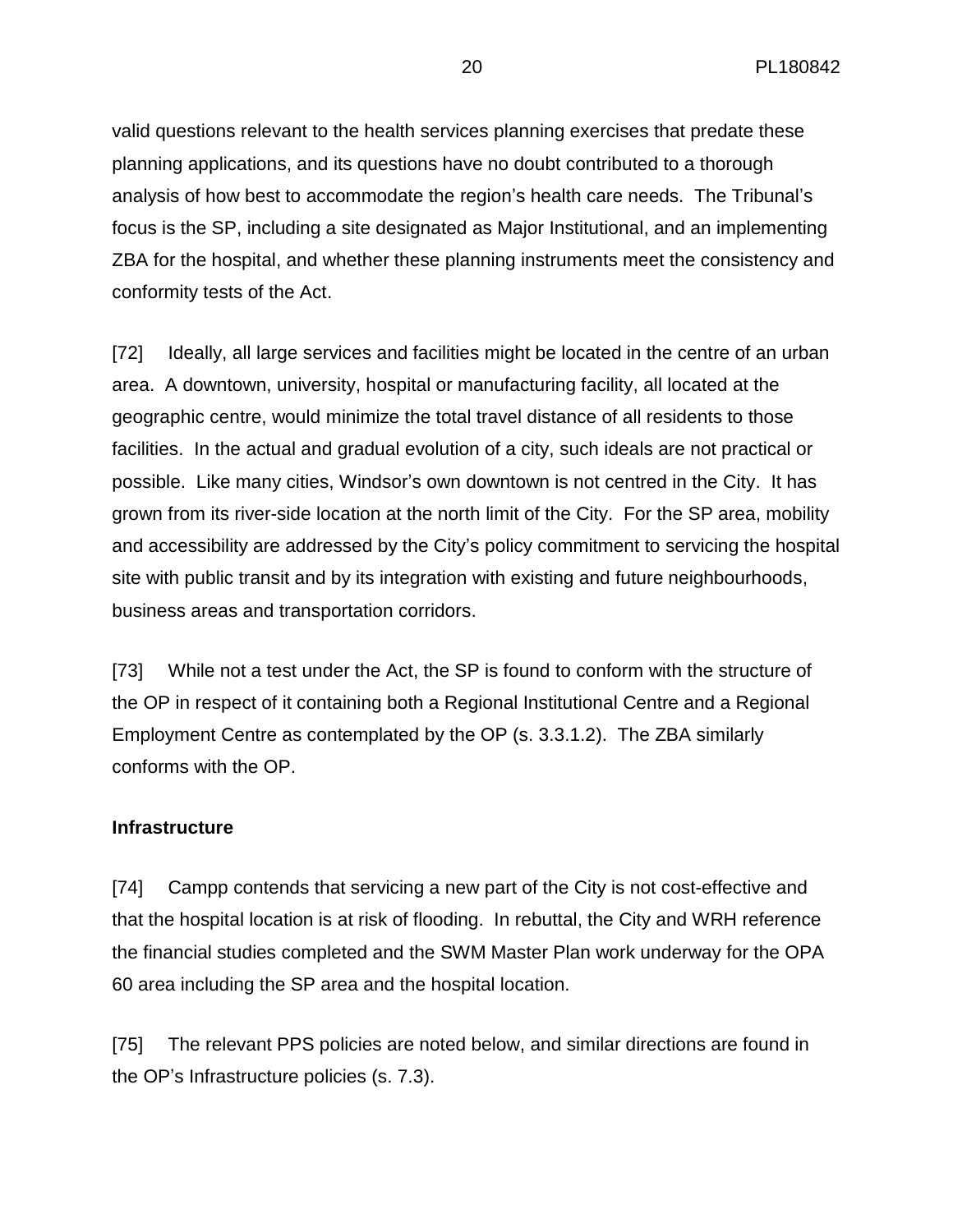valid questions relevant to the health services planning exercises that predate these planning applications, and its questions have no doubt contributed to a thorough analysis of how best to accommodate the region's health care needs. The Tribunal's focus is the SP, including a site designated as Major Institutional, and an implementing ZBA for the hospital, and whether these planning instruments meet the consistency and conformity tests of the Act.

[72] Ideally, all large services and facilities might be located in the centre of an urban area. A downtown, university, hospital or manufacturing facility, all located at the geographic centre, would minimize the total travel distance of all residents to those facilities. In the actual and gradual evolution of a city, such ideals are not practical or possible. Like many cities, Windsor's own downtown is not centred in the City. It has grown from its river-side location at the north limit of the City. For the SP area, mobility and accessibility are addressed by the City's policy commitment to servicing the hospital site with public transit and by its integration with existing and future neighbourhoods, business areas and transportation corridors.

[73] While not a test under the Act, the SP is found to conform with the structure of the OP in respect of it containing both a Regional Institutional Centre and a Regional Employment Centre as contemplated by the OP (s. 3.3.1.2). The ZBA similarly conforms with the OP.

**Infrastructure**

[74] Campp contends that servicing a new part of the City is not cost-effective and that the hospital location is at risk of flooding. In rebuttal, the City and WRH reference the financial studies completed and the SWM Master Plan work underway for the OPA 60 area including the SP area and the hospital location.

[75] The relevant PPS policies are noted below, and similar directions are found in the OP's Infrastructure policies (s. 7.3).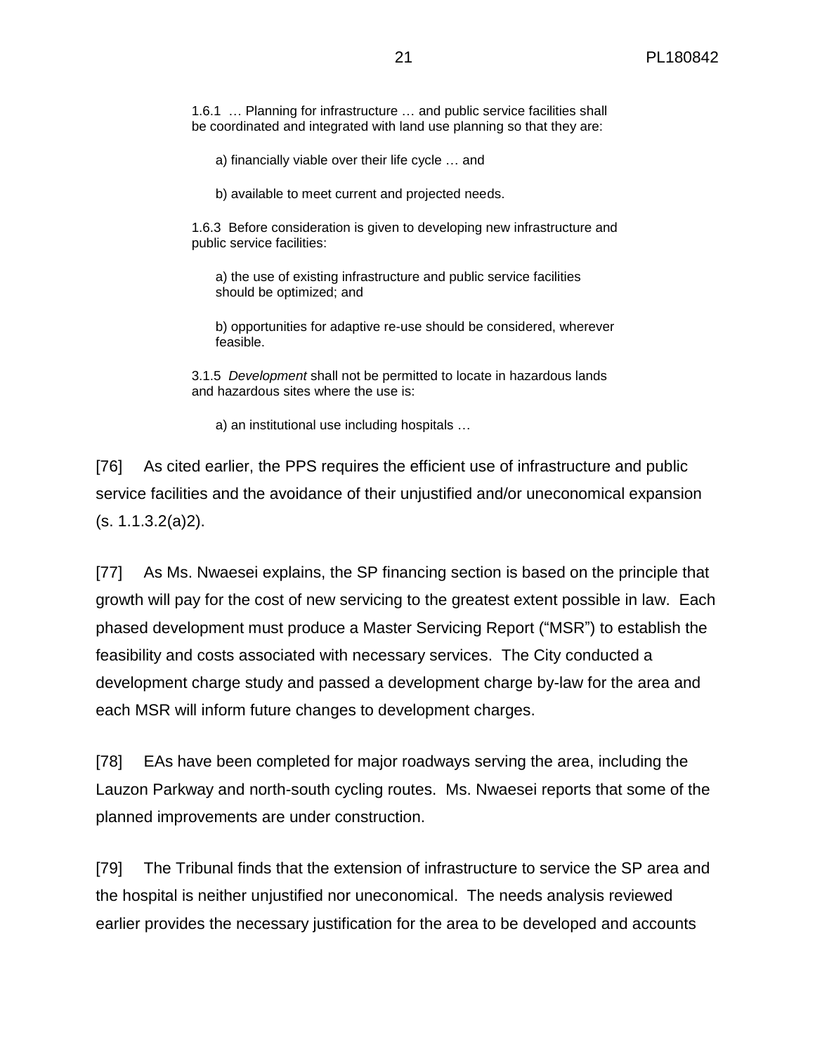> 1.6.1 … Planning for infrastructure … and public service facilities shall be coordinated and integrated with land use planning so that they are:
>
> a) financially viable over their life cycle … and
>
> b) available to meet current and projected needs.
>
> 1.6.3 Before consideration is given to developing new infrastructure and public service facilities:
>
> a) the use of existing infrastructure and public service facilities should be optimized; and
>
> b) opportunities for adaptive re-use should be considered, wherever feasible.
>
> 3.1.5 *Development* shall not be permitted to locate in hazardous lands and hazardous sites where the use is:
>
> a) an institutional use including hospitals …

[76] As cited earlier, the PPS requires the efficient use of infrastructure and public service facilities and the avoidance of their unjustified and/or uneconomical expansion (s. 1.1.3.2(a)2).

[77] As Ms. Nwaesei explains, the SP financing section is based on the principle that growth will pay for the cost of new servicing to the greatest extent possible in law. Each phased development must produce a Master Servicing Report ("MSR") to establish the feasibility and costs associated with necessary services. The City conducted a development charge study and passed a development charge by-law for the area and each MSR will inform future changes to development charges.

[78] EAs have been completed for major roadways serving the area, including the Lauzon Parkway and north-south cycling routes. Ms. Nwaesei reports that some of the planned improvements are under construction.

[79] The Tribunal finds that the extension of infrastructure to service the SP area and the hospital is neither unjustified nor uneconomical. The needs analysis reviewed earlier provides the necessary justification for the area to be developed and accounts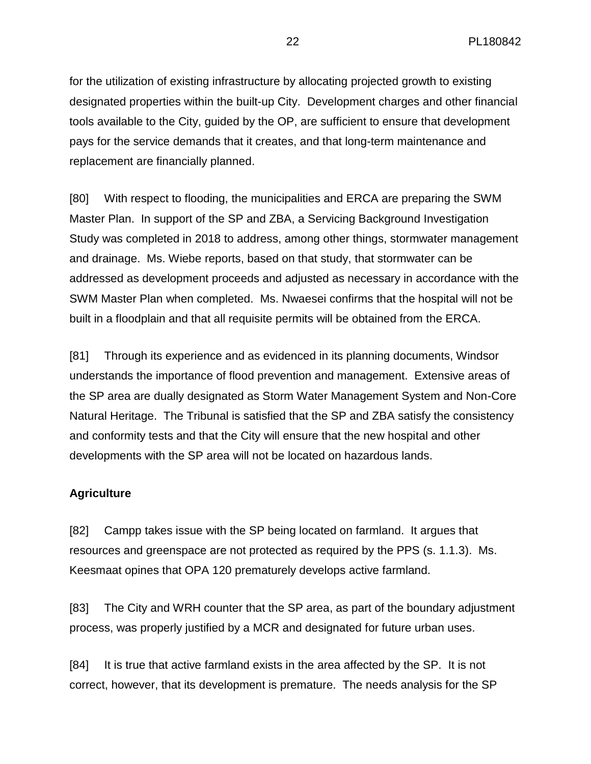for the utilization of existing infrastructure by allocating projected growth to existing designated properties within the built-up City. Development charges and other financial tools available to the City, guided by the OP, are sufficient to ensure that development pays for the service demands that it creates, and that long-term maintenance and replacement are financially planned.

[80] With respect to flooding, the municipalities and ERCA are preparing the SWM Master Plan. In support of the SP and ZBA, a Servicing Background Investigation Study was completed in 2018 to address, among other things, stormwater management and drainage. Ms. Wiebe reports, based on that study, that stormwater can be addressed as development proceeds and adjusted as necessary in accordance with the SWM Master Plan when completed. Ms. Nwaesei confirms that the hospital will not be built in a floodplain and that all requisite permits will be obtained from the ERCA.

[81] Through its experience and as evidenced in its planning documents, Windsor understands the importance of flood prevention and management. Extensive areas of the SP area are dually designated as Storm Water Management System and Non-Core Natural Heritage. The Tribunal is satisfied that the SP and ZBA satisfy the consistency and conformity tests and that the City will ensure that the new hospital and other developments with the SP area will not be located on hazardous lands.

**Agriculture**

[82] Campp takes issue with the SP being located on farmland. It argues that resources and greenspace are not protected as required by the PPS (s. 1.1.3). Ms. Keesmaat opines that OPA 120 prematurely develops active farmland.

[83] The City and WRH counter that the SP area, as part of the boundary adjustment process, was properly justified by a MCR and designated for future urban uses.

[84] It is true that active farmland exists in the area affected by the SP. It is not correct, however, that its development is premature. The needs analysis for the SP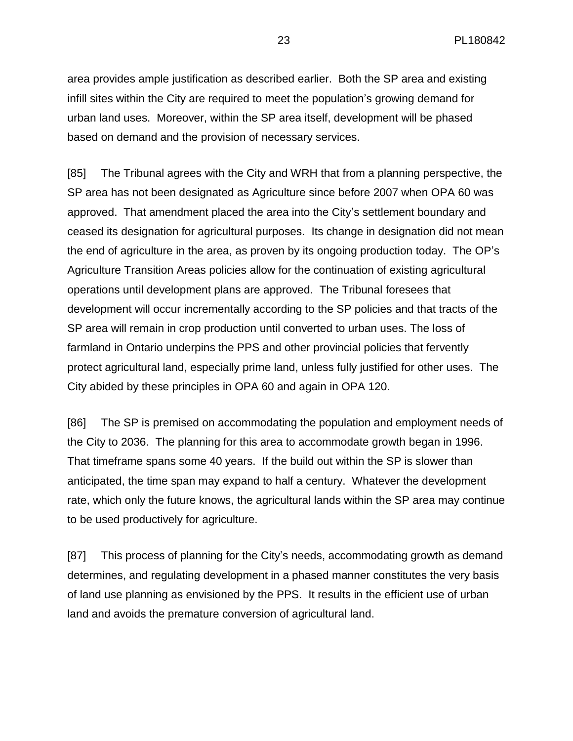area provides ample justification as described earlier. Both the SP area and existing infill sites within the City are required to meet the population's growing demand for urban land uses. Moreover, within the SP area itself, development will be phased based on demand and the provision of necessary services.

[85] The Tribunal agrees with the City and WRH that from a planning perspective, the SP area has not been designated as Agriculture since before 2007 when OPA 60 was approved. That amendment placed the area into the City's settlement boundary and ceased its designation for agricultural purposes. Its change in designation did not mean the end of agriculture in the area, as proven by its ongoing production today. The OP's Agriculture Transition Areas policies allow for the continuation of existing agricultural operations until development plans are approved. The Tribunal foresees that development will occur incrementally according to the SP policies and that tracts of the SP area will remain in crop production until converted to urban uses. The loss of farmland in Ontario underpins the PPS and other provincial policies that fervently protect agricultural land, especially prime land, unless fully justified for other uses. The City abided by these principles in OPA 60 and again in OPA 120.

[86] The SP is premised on accommodating the population and employment needs of the City to 2036. The planning for this area to accommodate growth began in 1996. That timeframe spans some 40 years. If the build out within the SP is slower than anticipated, the time span may expand to half a century. Whatever the development rate, which only the future knows, the agricultural lands within the SP area may continue to be used productively for agriculture.

[87] This process of planning for the City's needs, accommodating growth as demand determines, and regulating development in a phased manner constitutes the very basis of land use planning as envisioned by the PPS. It results in the efficient use of urban land and avoids the premature conversion of agricultural land.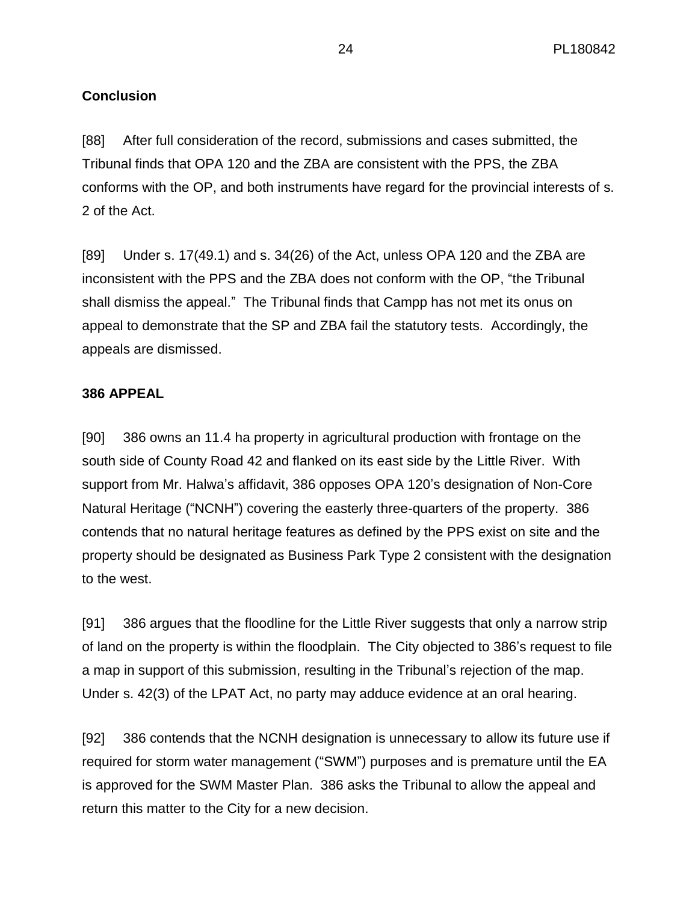**Conclusion**

[88] After full consideration of the record, submissions and cases submitted, the Tribunal finds that OPA 120 and the ZBA are consistent with the PPS, the ZBA conforms with the OP, and both instruments have regard for the provincial interests of s. 2 of the Act.

[89] Under s. 17(49.1) and s. 34(26) of the Act, unless OPA 120 and the ZBA are inconsistent with the PPS and the ZBA does not conform with the OP, "the Tribunal shall dismiss the appeal." The Tribunal finds that Campp has not met its onus on appeal to demonstrate that the SP and ZBA fail the statutory tests. Accordingly, the appeals are dismissed.

**386 APPEAL**

[90] 386 owns an 11.4 ha property in agricultural production with frontage on the south side of County Road 42 and flanked on its east side by the Little River. With support from Mr. Halwa's affidavit, 386 opposes OPA 120's designation of Non-Core Natural Heritage ("NCNH") covering the easterly three-quarters of the property. 386 contends that no natural heritage features as defined by the PPS exist on site and the property should be designated as Business Park Type 2 consistent with the designation to the west.

[91] 386 argues that the floodline for the Little River suggests that only a narrow strip of land on the property is within the floodplain. The City objected to 386's request to file a map in support of this submission, resulting in the Tribunal's rejection of the map. Under s. 42(3) of the LPAT Act, no party may adduce evidence at an oral hearing.

[92] 386 contends that the NCNH designation is unnecessary to allow its future use if required for storm water management ("SWM") purposes and is premature until the EA is approved for the SWM Master Plan. 386 asks the Tribunal to allow the appeal and return this matter to the City for a new decision.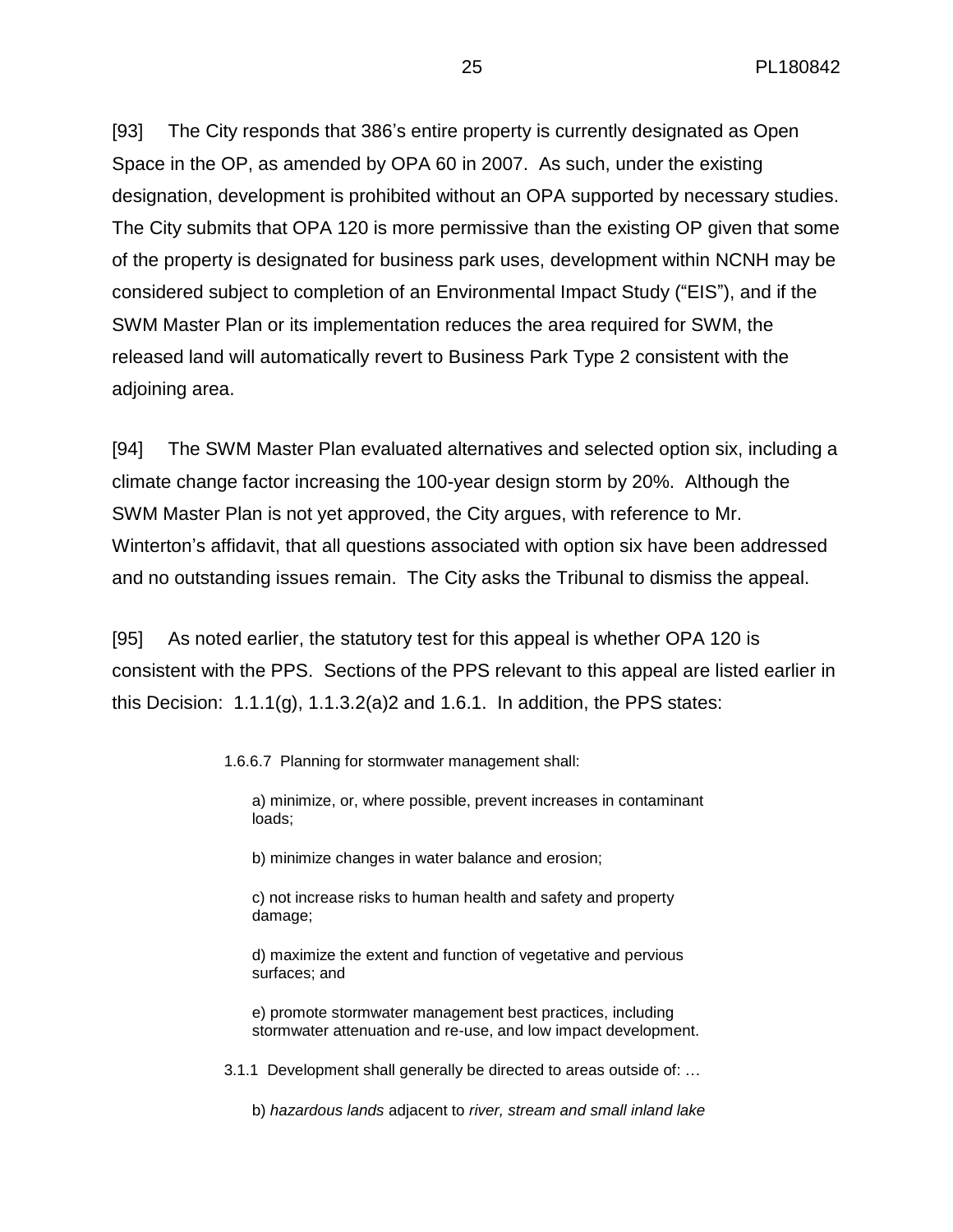[93] The City responds that 386's entire property is currently designated as Open Space in the OP, as amended by OPA 60 in 2007. As such, under the existing designation, development is prohibited without an OPA supported by necessary studies. The City submits that OPA 120 is more permissive than the existing OP given that some of the property is designated for business park uses, development within NCNH may be considered subject to completion of an Environmental Impact Study ("EIS"), and if the SWM Master Plan or its implementation reduces the area required for SWM, the released land will automatically revert to Business Park Type 2 consistent with the adjoining area.

[94] The SWM Master Plan evaluated alternatives and selected option six, including a climate change factor increasing the 100-year design storm by 20%. Although the SWM Master Plan is not yet approved, the City argues, with reference to Mr. Winterton's affidavit, that all questions associated with option six have been addressed and no outstanding issues remain. The City asks the Tribunal to dismiss the appeal.

[95] As noted earlier, the statutory test for this appeal is whether OPA 120 is consistent with the PPS. Sections of the PPS relevant to this appeal are listed earlier in this Decision: 1.1.1(g), 1.1.3.2(a)2 and 1.6.1. In addition, the PPS states:

> 1.6.6.7 Planning for stormwater management shall:
>
> a) minimize, or, where possible, prevent increases in contaminant loads;
>
> b) minimize changes in water balance and erosion;
>
> c) not increase risks to human health and safety and property damage;
>
> d) maximize the extent and function of vegetative and pervious surfaces; and
>
> e) promote stormwater management best practices, including stormwater attenuation and re-use, and low impact development.
>
> 3.1.1 Development shall generally be directed to areas outside of: …
>
> b) *hazardous lands* adjacent to *river, stream and small inland lake*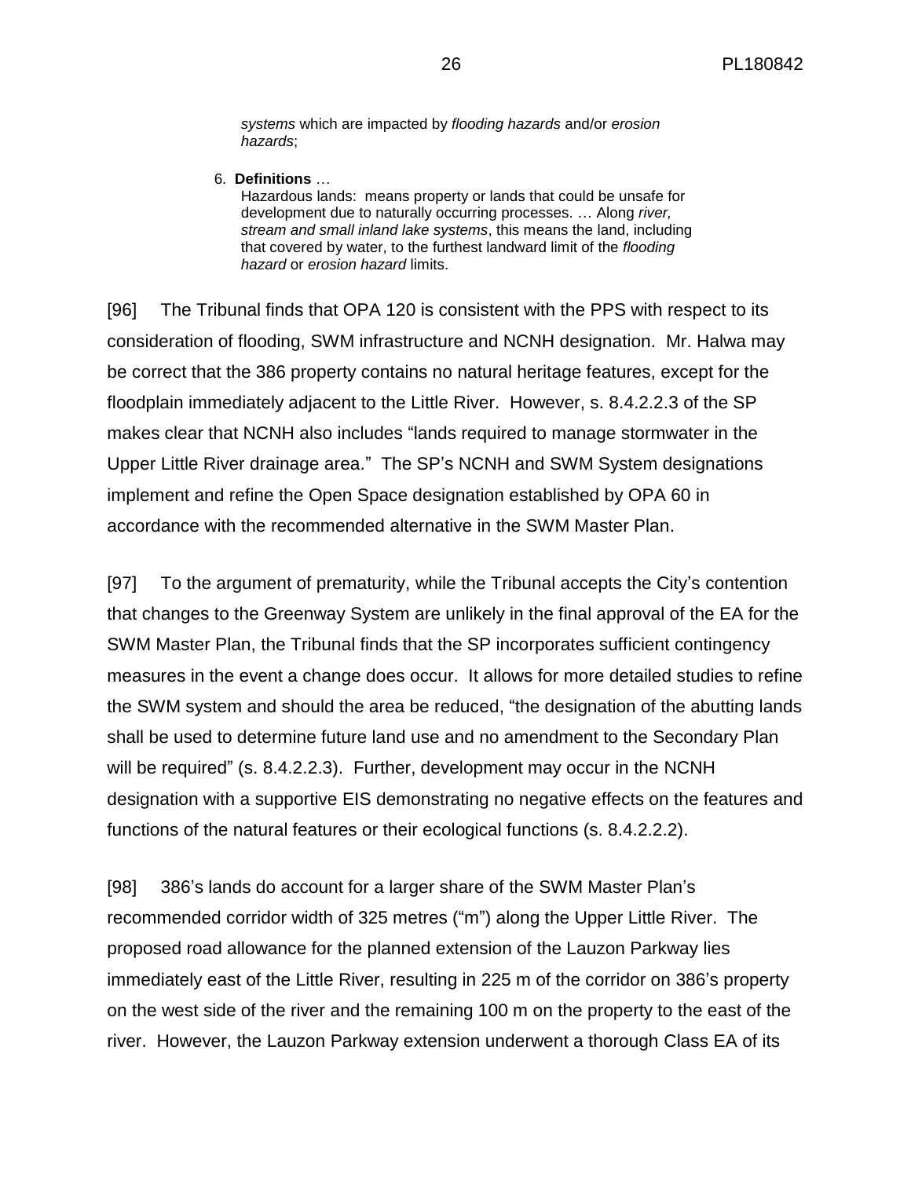> *systems* which are impacted by *flooding hazards* and/or *erosion hazards*;
>
> 6. **Definitions** …
> Hazardous lands: means property or lands that could be unsafe for development due to naturally occurring processes. … Along *river, stream and small inland lake systems*, this means the land, including that covered by water, to the furthest landward limit of the *flooding hazard* or *erosion hazard* limits.

[96] The Tribunal finds that OPA 120 is consistent with the PPS with respect to its consideration of flooding, SWM infrastructure and NCNH designation. Mr. Halwa may be correct that the 386 property contains no natural heritage features, except for the floodplain immediately adjacent to the Little River. However, s. 8.4.2.2.3 of the SP makes clear that NCNH also includes "lands required to manage stormwater in the Upper Little River drainage area." The SP's NCNH and SWM System designations implement and refine the Open Space designation established by OPA 60 in accordance with the recommended alternative in the SWM Master Plan.

[97] To the argument of prematurity, while the Tribunal accepts the City's contention that changes to the Greenway System are unlikely in the final approval of the EA for the SWM Master Plan, the Tribunal finds that the SP incorporates sufficient contingency measures in the event a change does occur. It allows for more detailed studies to refine the SWM system and should the area be reduced, "the designation of the abutting lands shall be used to determine future land use and no amendment to the Secondary Plan will be required" (s. 8.4.2.2.3). Further, development may occur in the NCNH designation with a supportive EIS demonstrating no negative effects on the features and functions of the natural features or their ecological functions (s. 8.4.2.2.2).

[98] 386's lands do account for a larger share of the SWM Master Plan's recommended corridor width of 325 metres ("m") along the Upper Little River. The proposed road allowance for the planned extension of the Lauzon Parkway lies immediately east of the Little River, resulting in 225 m of the corridor on 386's property on the west side of the river and the remaining 100 m on the property to the east of the river. However, the Lauzon Parkway extension underwent a thorough Class EA of its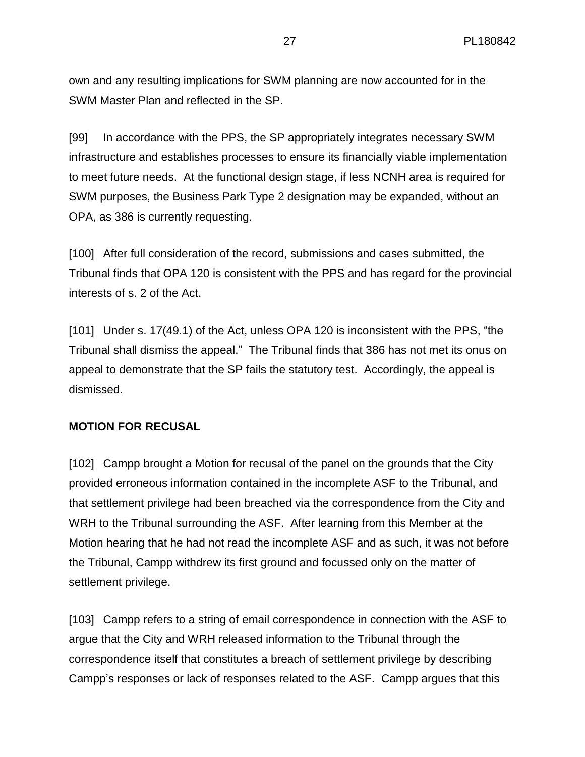own and any resulting implications for SWM planning are now accounted for in the SWM Master Plan and reflected in the SP.

[99] In accordance with the PPS, the SP appropriately integrates necessary SWM infrastructure and establishes processes to ensure its financially viable implementation to meet future needs. At the functional design stage, if less NCNH area is required for SWM purposes, the Business Park Type 2 designation may be expanded, without an OPA, as 386 is currently requesting.

[100] After full consideration of the record, submissions and cases submitted, the Tribunal finds that OPA 120 is consistent with the PPS and has regard for the provincial interests of s. 2 of the Act.

[101] Under s. 17(49.1) of the Act, unless OPA 120 is inconsistent with the PPS, "the Tribunal shall dismiss the appeal." The Tribunal finds that 386 has not met its onus on appeal to demonstrate that the SP fails the statutory test. Accordingly, the appeal is dismissed.

**MOTION FOR RECUSAL**

[102] Campp brought a Motion for recusal of the panel on the grounds that the City provided erroneous information contained in the incomplete ASF to the Tribunal, and that settlement privilege had been breached via the correspondence from the City and WRH to the Tribunal surrounding the ASF. After learning from this Member at the Motion hearing that he had not read the incomplete ASF and as such, it was not before the Tribunal, Campp withdrew its first ground and focussed only on the matter of settlement privilege.

[103] Campp refers to a string of email correspondence in connection with the ASF to argue that the City and WRH released information to the Tribunal through the correspondence itself that constitutes a breach of settlement privilege by describing Campp's responses or lack of responses related to the ASF. Campp argues that this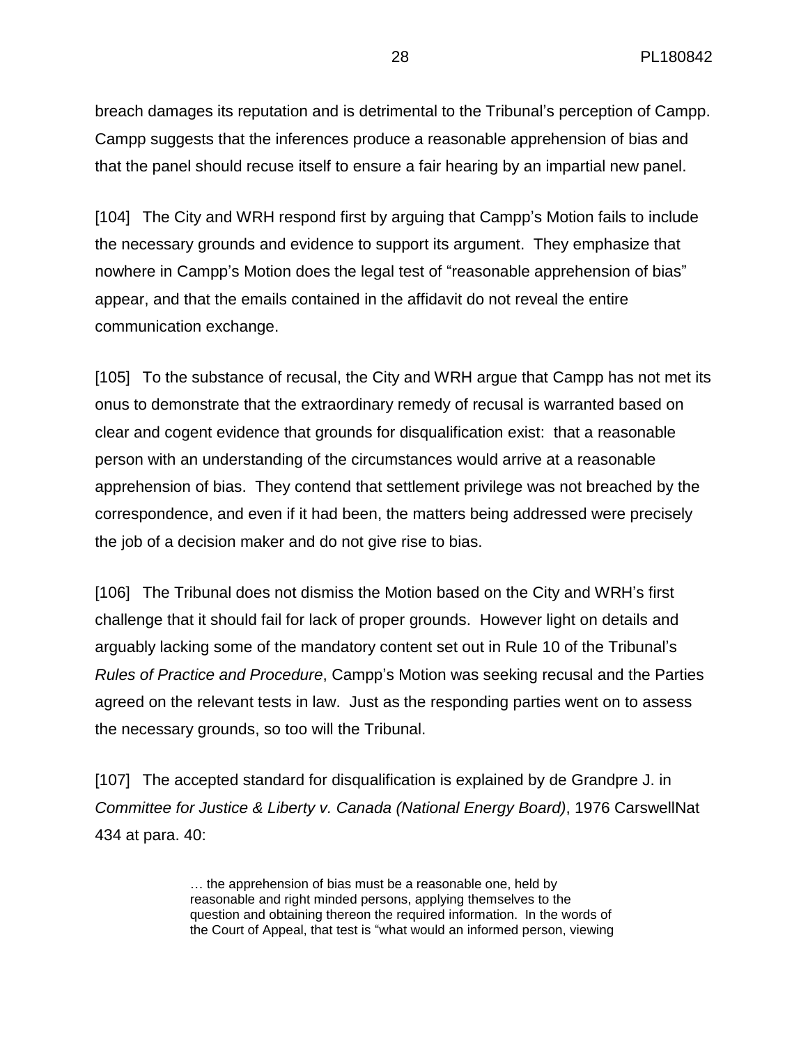breach damages its reputation and is detrimental to the Tribunal's perception of Campp. Campp suggests that the inferences produce a reasonable apprehension of bias and that the panel should recuse itself to ensure a fair hearing by an impartial new panel.

[104] The City and WRH respond first by arguing that Campp's Motion fails to include the necessary grounds and evidence to support its argument. They emphasize that nowhere in Campp's Motion does the legal test of "reasonable apprehension of bias" appear, and that the emails contained in the affidavit do not reveal the entire communication exchange.

[105] To the substance of recusal, the City and WRH argue that Campp has not met its onus to demonstrate that the extraordinary remedy of recusal is warranted based on clear and cogent evidence that grounds for disqualification exist: that a reasonable person with an understanding of the circumstances would arrive at a reasonable apprehension of bias. They contend that settlement privilege was not breached by the correspondence, and even if it had been, the matters being addressed were precisely the job of a decision maker and do not give rise to bias.

[106] The Tribunal does not dismiss the Motion based on the City and WRH's first challenge that it should fail for lack of proper grounds. However light on details and arguably lacking some of the mandatory content set out in Rule 10 of the Tribunal's *Rules of Practice and Procedure*, Campp's Motion was seeking recusal and the Parties agreed on the relevant tests in law. Just as the responding parties went on to assess the necessary grounds, so too will the Tribunal.

[107] The accepted standard for disqualification is explained by de Grandpre J. in *Committee for Justice & Liberty v. Canada (National Energy Board)*, 1976 CarswellNat 434 at para. 40:

> … the apprehension of bias must be a reasonable one, held by reasonable and right minded persons, applying themselves to the question and obtaining thereon the required information. In the words of the Court of Appeal, that test is "what would an informed person, viewing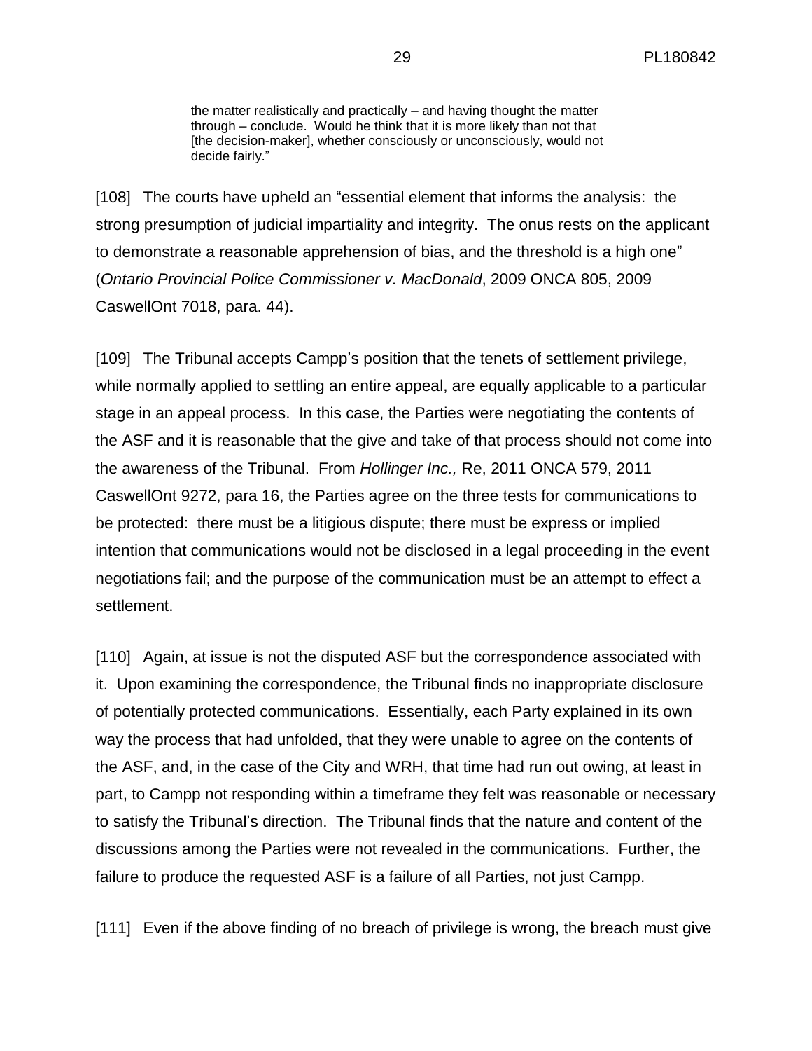> the matter realistically and practically – and having thought the matter through – conclude. Would he think that it is more likely than not that [the decision-maker], whether consciously or unconsciously, would not decide fairly."

[108] The courts have upheld an "essential element that informs the analysis: the strong presumption of judicial impartiality and integrity. The onus rests on the applicant to demonstrate a reasonable apprehension of bias, and the threshold is a high one" (*Ontario Provincial Police Commissioner v. MacDonald*, 2009 ONCA 805, 2009 CaswellOnt 7018, para. 44).

[109] The Tribunal accepts Campp's position that the tenets of settlement privilege, while normally applied to settling an entire appeal, are equally applicable to a particular stage in an appeal process. In this case, the Parties were negotiating the contents of the ASF and it is reasonable that the give and take of that process should not come into the awareness of the Tribunal. From *Hollinger Inc.,* Re, 2011 ONCA 579, 2011 CaswellOnt 9272, para 16, the Parties agree on the three tests for communications to be protected: there must be a litigious dispute; there must be express or implied intention that communications would not be disclosed in a legal proceeding in the event negotiations fail; and the purpose of the communication must be an attempt to effect a settlement.

[110] Again, at issue is not the disputed ASF but the correspondence associated with it. Upon examining the correspondence, the Tribunal finds no inappropriate disclosure of potentially protected communications. Essentially, each Party explained in its own way the process that had unfolded, that they were unable to agree on the contents of the ASF, and, in the case of the City and WRH, that time had run out owing, at least in part, to Campp not responding within a timeframe they felt was reasonable or necessary to satisfy the Tribunal's direction. The Tribunal finds that the nature and content of the discussions among the Parties were not revealed in the communications. Further, the failure to produce the requested ASF is a failure of all Parties, not just Campp.

[111] Even if the above finding of no breach of privilege is wrong, the breach must give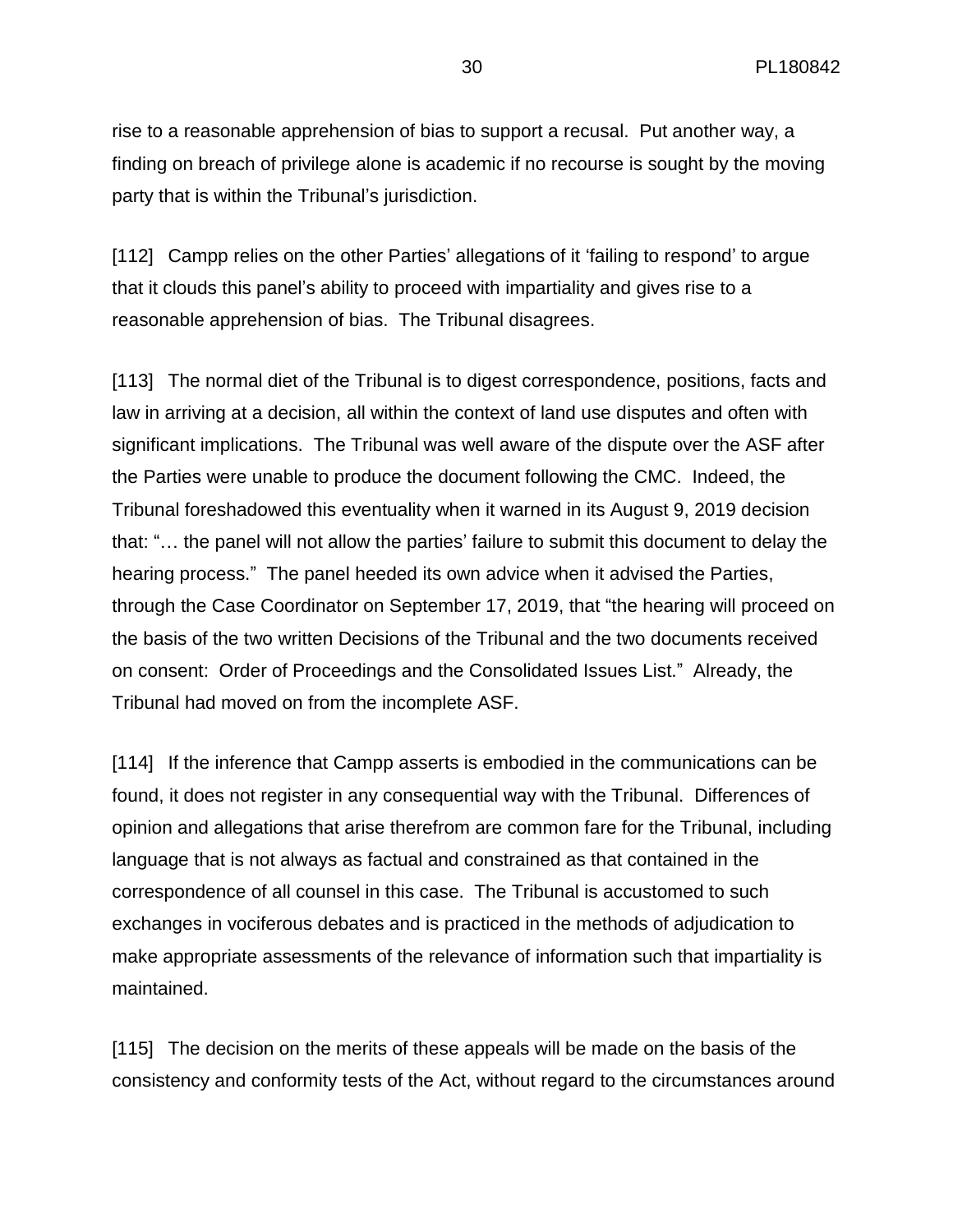rise to a reasonable apprehension of bias to support a recusal. Put another way, a finding on breach of privilege alone is academic if no recourse is sought by the moving party that is within the Tribunal's jurisdiction.

[112] Campp relies on the other Parties' allegations of it 'failing to respond' to argue that it clouds this panel's ability to proceed with impartiality and gives rise to a reasonable apprehension of bias. The Tribunal disagrees.

[113] The normal diet of the Tribunal is to digest correspondence, positions, facts and law in arriving at a decision, all within the context of land use disputes and often with significant implications. The Tribunal was well aware of the dispute over the ASF after the Parties were unable to produce the document following the CMC. Indeed, the Tribunal foreshadowed this eventuality when it warned in its August 9, 2019 decision that: "… the panel will not allow the parties' failure to submit this document to delay the hearing process." The panel heeded its own advice when it advised the Parties, through the Case Coordinator on September 17, 2019, that "the hearing will proceed on the basis of the two written Decisions of the Tribunal and the two documents received on consent: Order of Proceedings and the Consolidated Issues List." Already, the Tribunal had moved on from the incomplete ASF.

[114] If the inference that Campp asserts is embodied in the communications can be found, it does not register in any consequential way with the Tribunal. Differences of opinion and allegations that arise therefrom are common fare for the Tribunal, including language that is not always as factual and constrained as that contained in the correspondence of all counsel in this case. The Tribunal is accustomed to such exchanges in vociferous debates and is practiced in the methods of adjudication to make appropriate assessments of the relevance of information such that impartiality is maintained.

[115] The decision on the merits of these appeals will be made on the basis of the consistency and conformity tests of the Act, without regard to the circumstances around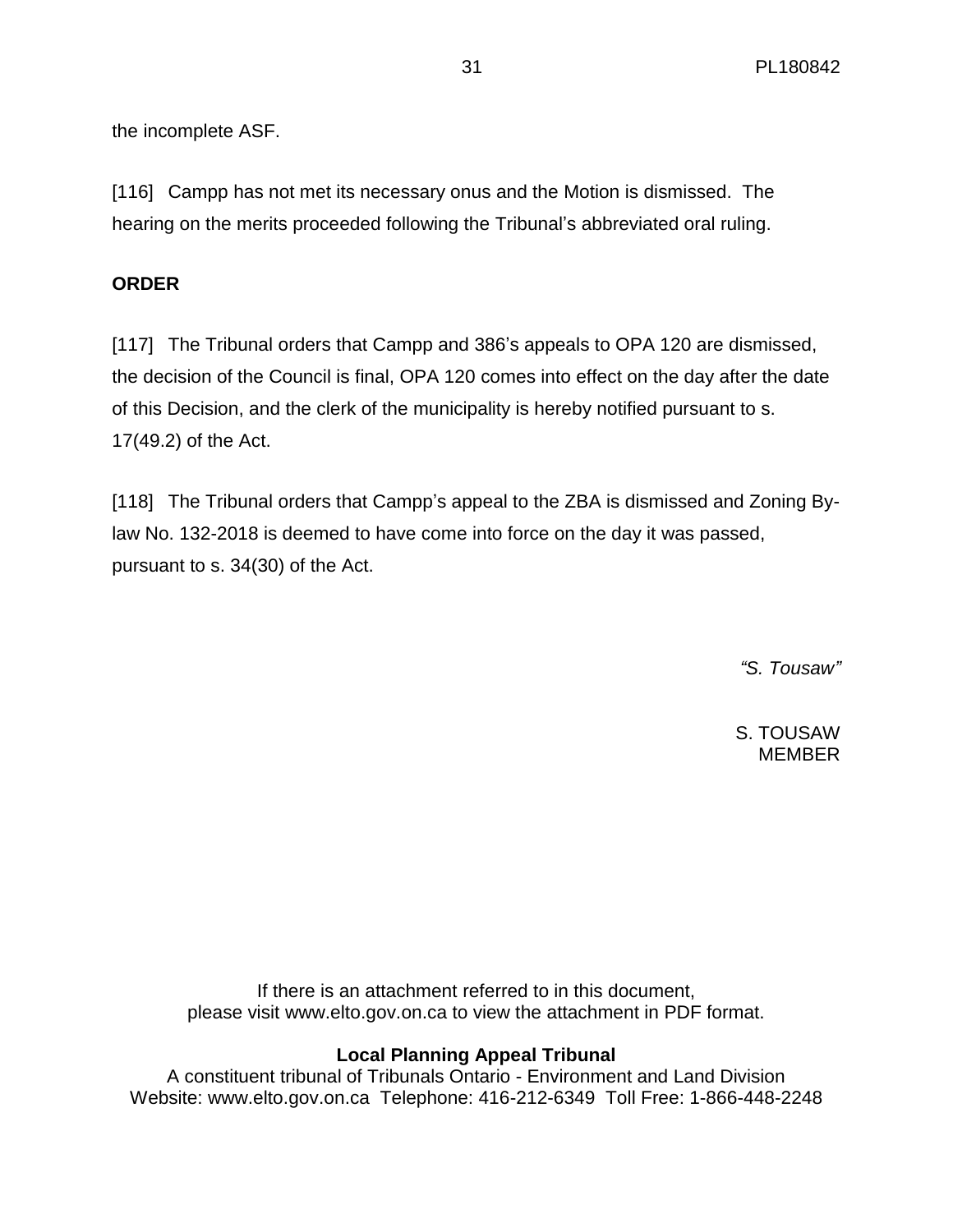the incomplete ASF.

[116] Campp has not met its necessary onus and the Motion is dismissed. The hearing on the merits proceeded following the Tribunal's abbreviated oral ruling.

**ORDER**

[117] The Tribunal orders that Campp and 386's appeals to OPA 120 are dismissed, the decision of the Council is final, OPA 120 comes into effect on the day after the date of this Decision, and the clerk of the municipality is hereby notified pursuant to s. 17(49.2) of the Act.

[118] The Tribunal orders that Campp's appeal to the ZBA is dismissed and Zoning By-law No. 132-2018 is deemed to have come into force on the day it was passed, pursuant to s. 34(30) of the Act.

*"S. Tousaw"*

S. TOUSAW
MEMBER

If there is an attachment referred to in this document,
please visit www.elto.gov.on.ca to view the attachment in PDF format.

**Local Planning Appeal Tribunal**
A constituent tribunal of Tribunals Ontario - Environment and Land Division
Website: www.elto.gov.on.ca Telephone: 416-212-6349 Toll Free: 1-866-448-2248